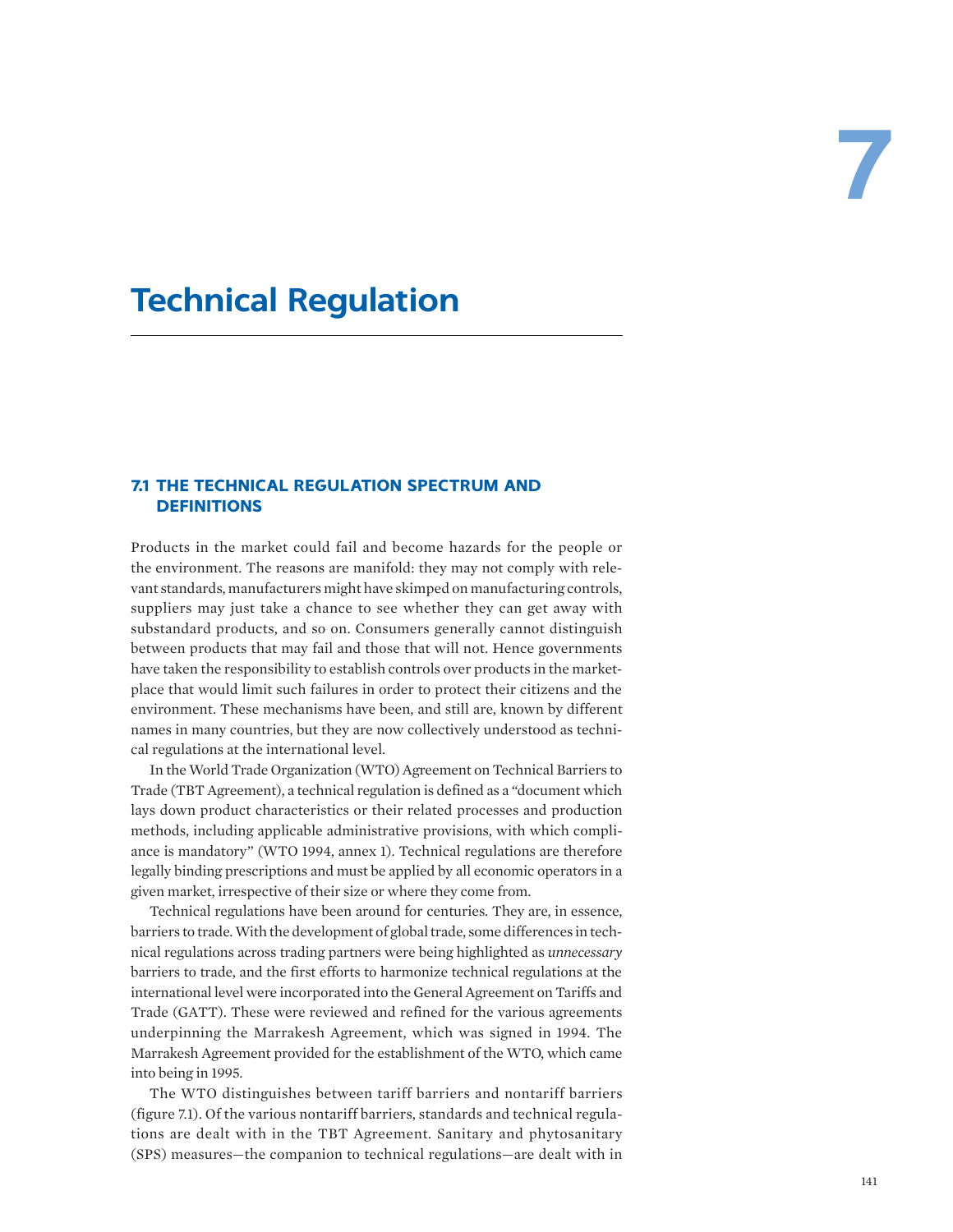# 7

# Technical Regulation

## 7.1 THE TECHNICAL REGULATION SPECTRUM AND DEFINITIONS

Products in the market could fail and become hazards for the people or the environment. The reasons are manifold: they may not comply with relevant standards, manufacturers might have skimped on manufacturing controls, suppliers may just take a chance to see whether they can get away with substandard products, and so on. Consumers generally cannot distinguish between products that may fail and those that will not. Hence governments have taken the responsibility to establish controls over products in the marketplace that would limit such failures in order to protect their citizens and the environment. These mechanisms have been, and still are, known by different names in many countries, but they are now collectively understood as technical regulations at the international level.

In the World Trade Organization (WTO) Agreement on Technical Barriers to Trade (TBT Agreement), a technical regulation is defined as a "document which lays down product characteristics or their related processes and production methods, including applicable administrative provisions, with which compliance is mandatory" (WTO 1994, annex 1). Technical regulations are therefore legally binding prescriptions and must be applied by all economic operators in a given market, irrespective of their size or where they come from.

Technical regulations have been around for centuries. They are, in essence, barriers to trade. With the development of global trade, some differences in technical regulations across trading partners were being highlighted as *unnecessary* barriers to trade, and the first efforts to harmonize technical regulations at the international level were incorporated into the General Agreement on Tariffs and Trade (GATT). These were reviewed and refined for the various agreements underpinning the Marrakesh Agreement, which was signed in 1994. The Marrakesh Agreement provided for the establishment of the WTO, which came into being in 1995.

The WTO distinguishes between tariff barriers and nontariff barriers (figure 7.1). Of the various nontariff barriers, standards and technical regulations are dealt with in the TBT Agreement. Sanitary and phytosanitary (SPS) measures—the companion to technical regulations—are dealt with in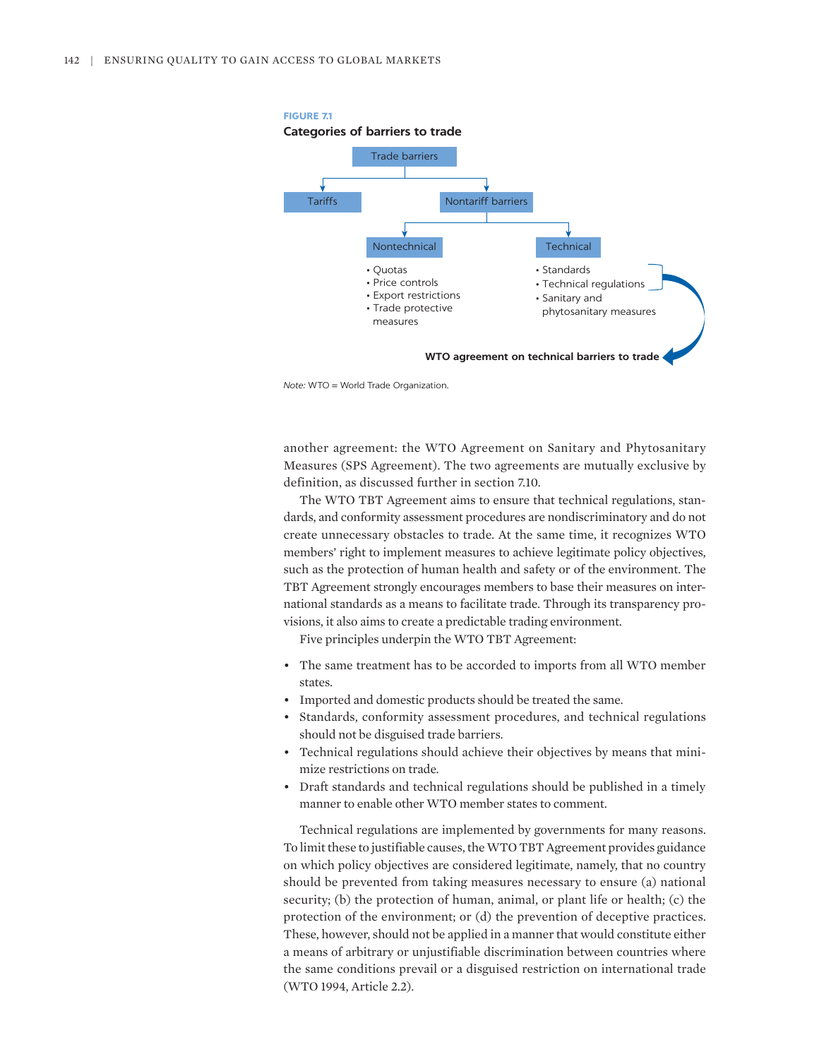**FIGURE 7.1**

**Categories of barriers to trade**

- Trade barriers
  - Tariffs
  - Nontariff barriers
    - Nontechnical
      - Quotas
      - Price controls
      - Export restrictions
      - Trade protective measures
    - Technical
      - Standards
      - Technical regulations
      - Sanitary and phytosanitary measures

Standards and technical regulations → **WTO agreement on technical barriers to trade**

*Note:* WTO = World Trade Organization.

another agreement: the WTO Agreement on Sanitary and Phytosanitary Measures (SPS Agreement). The two agreements are mutually exclusive by definition, as discussed further in section 7.10.

The WTO TBT Agreement aims to ensure that technical regulations, standards, and conformity assessment procedures are nondiscriminatory and do not create unnecessary obstacles to trade. At the same time, it recognizes WTO members' right to implement measures to achieve legitimate policy objectives, such as the protection of human health and safety or of the environment. The TBT Agreement strongly encourages members to base their measures on international standards as a means to facilitate trade. Through its transparency provisions, it also aims to create a predictable trading environment.

Five principles underpin the WTO TBT Agreement:

- The same treatment has to be accorded to imports from all WTO member states.
- Imported and domestic products should be treated the same.
- Standards, conformity assessment procedures, and technical regulations should not be disguised trade barriers.
- Technical regulations should achieve their objectives by means that minimize restrictions on trade.
- Draft standards and technical regulations should be published in a timely manner to enable other WTO member states to comment.

Technical regulations are implemented by governments for many reasons. To limit these to justifiable causes, the WTO TBT Agreement provides guidance on which policy objectives are considered legitimate, namely, that no country should be prevented from taking measures necessary to ensure (a) national security; (b) the protection of human, animal, or plant life or health; (c) the protection of the environment; or (d) the prevention of deceptive practices. These, however, should not be applied in a manner that would constitute either a means of arbitrary or unjustifiable discrimination between countries where the same conditions prevail or a disguised restriction on international trade (WTO 1994, Article 2.2).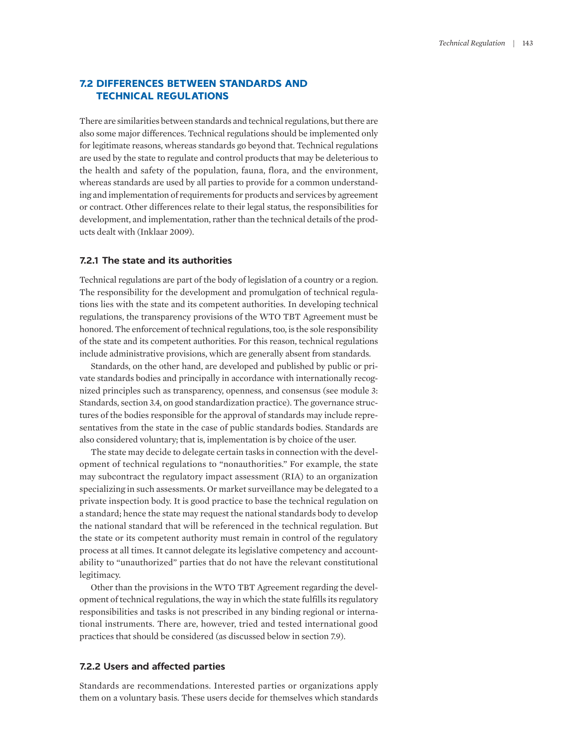## 7.2 DIFFERENCES BETWEEN STANDARDS AND TECHNICAL REGULATIONS

There are similarities between standards and technical regulations, but there are also some major differences. Technical regulations should be implemented only for legitimate reasons, whereas standards go beyond that. Technical regulations are used by the state to regulate and control products that may be deleterious to the health and safety of the population, fauna, flora, and the environment, whereas standards are used by all parties to provide for a common understanding and implementation of requirements for products and services by agreement or contract. Other differences relate to their legal status, the responsibilities for development, and implementation, rather than the technical details of the products dealt with (Inklaar 2009).

### 7.2.1 The state and its authorities

Technical regulations are part of the body of legislation of a country or a region. The responsibility for the development and promulgation of technical regulations lies with the state and its competent authorities. In developing technical regulations, the transparency provisions of the WTO TBT Agreement must be honored. The enforcement of technical regulations, too, is the sole responsibility of the state and its competent authorities. For this reason, technical regulations include administrative provisions, which are generally absent from standards.

Standards, on the other hand, are developed and published by public or private standards bodies and principally in accordance with internationally recognized principles such as transparency, openness, and consensus (see module 3: Standards, section 3.4, on good standardization practice). The governance structures of the bodies responsible for the approval of standards may include representatives from the state in the case of public standards bodies. Standards are also considered voluntary; that is, implementation is by choice of the user.

The state may decide to delegate certain tasks in connection with the development of technical regulations to "nonauthorities." For example, the state may subcontract the regulatory impact assessment (RIA) to an organization specializing in such assessments. Or market surveillance may be delegated to a private inspection body. It is good practice to base the technical regulation on a standard; hence the state may request the national standards body to develop the national standard that will be referenced in the technical regulation. But the state or its competent authority must remain in control of the regulatory process at all times. It cannot delegate its legislative competency and accountability to "unauthorized" parties that do not have the relevant constitutional legitimacy.

Other than the provisions in the WTO TBT Agreement regarding the development of technical regulations, the way in which the state fulfills its regulatory responsibilities and tasks is not prescribed in any binding regional or international instruments. There are, however, tried and tested international good practices that should be considered (as discussed below in section 7.9).

### 7.2.2 Users and affected parties

Standards are recommendations. Interested parties or organizations apply them on a voluntary basis. These users decide for themselves which standards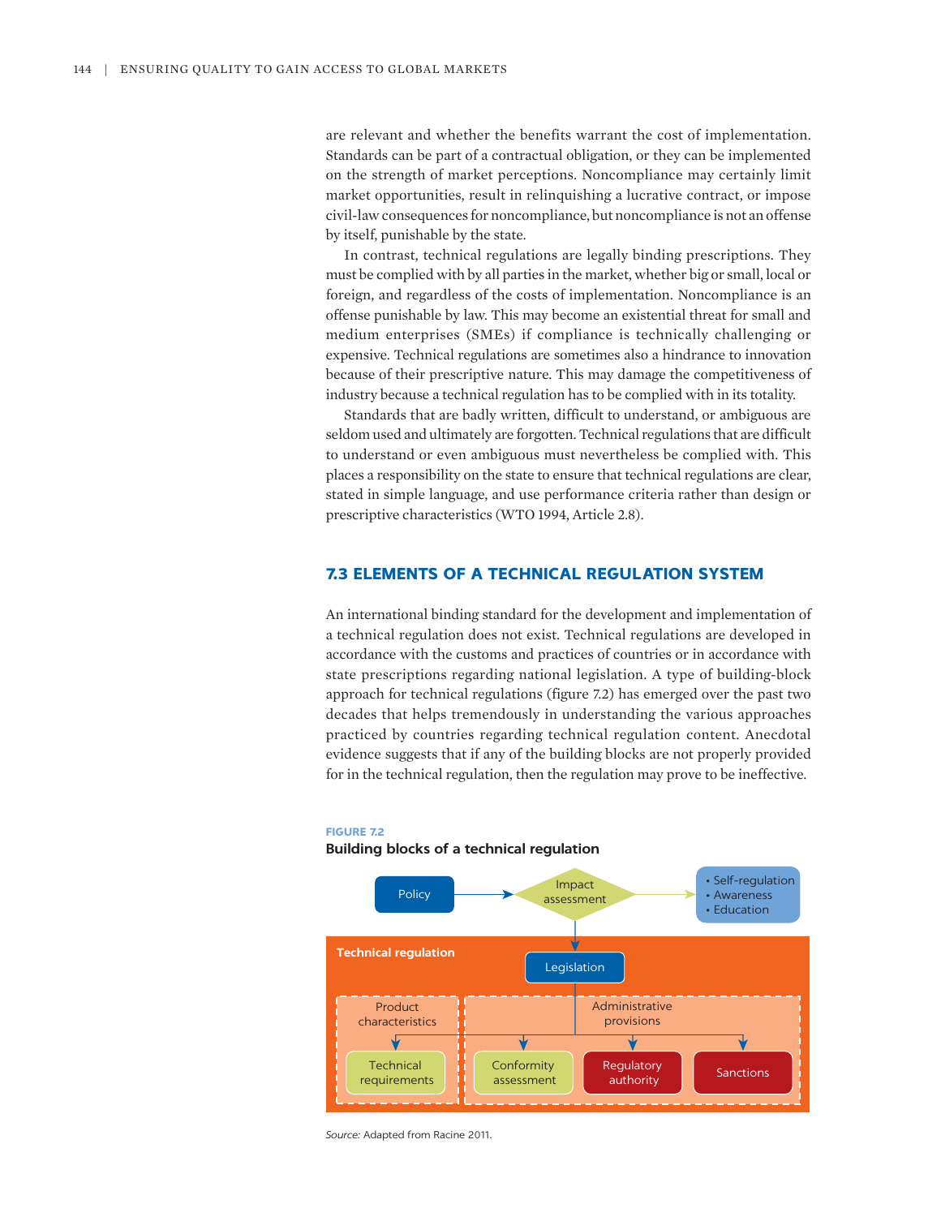are relevant and whether the benefits warrant the cost of implementation. Standards can be part of a contractual obligation, or they can be implemented on the strength of market perceptions. Noncompliance may certainly limit market opportunities, result in relinquishing a lucrative contract, or impose civil-law consequences for noncompliance, but noncompliance is not an offense by itself, punishable by the state.

In contrast, technical regulations are legally binding prescriptions. They must be complied with by all parties in the market, whether big or small, local or foreign, and regardless of the costs of implementation. Noncompliance is an offense punishable by law. This may become an existential threat for small and medium enterprises (SMEs) if compliance is technically challenging or expensive. Technical regulations are sometimes also a hindrance to innovation because of their prescriptive nature. This may damage the competitiveness of industry because a technical regulation has to be complied with in its totality.

Standards that are badly written, difficult to understand, or ambiguous are seldom used and ultimately are forgotten. Technical regulations that are difficult to understand or even ambiguous must nevertheless be complied with. This places a responsibility on the state to ensure that technical regulations are clear, stated in simple language, and use performance criteria rather than design or prescriptive characteristics (WTO 1994, Article 2.8).

## 7.3 ELEMENTS OF A TECHNICAL REGULATION SYSTEM

An international binding standard for the development and implementation of a technical regulation does not exist. Technical regulations are developed in accordance with the customs and practices of countries or in accordance with state prescriptions regarding national legislation. A type of building-block approach for technical regulations (figure 7.2) has emerged over the past two decades that helps tremendously in understanding the various approaches practiced by countries regarding technical regulation content. Anecdotal evidence suggests that if any of the building blocks are not properly provided for in the technical regulation, then the regulation may prove to be ineffective.

**FIGURE 7.2**

**Building blocks of a technical regulation**

Policy → Impact assessment → • Self-regulation • Awareness • Education

Technical regulation: Legislation

- Product characteristics → Technical requirements
- Administrative provisions → Conformity assessment; Regulatory authority; Sanctions

*Source:* Adapted from Racine 2011.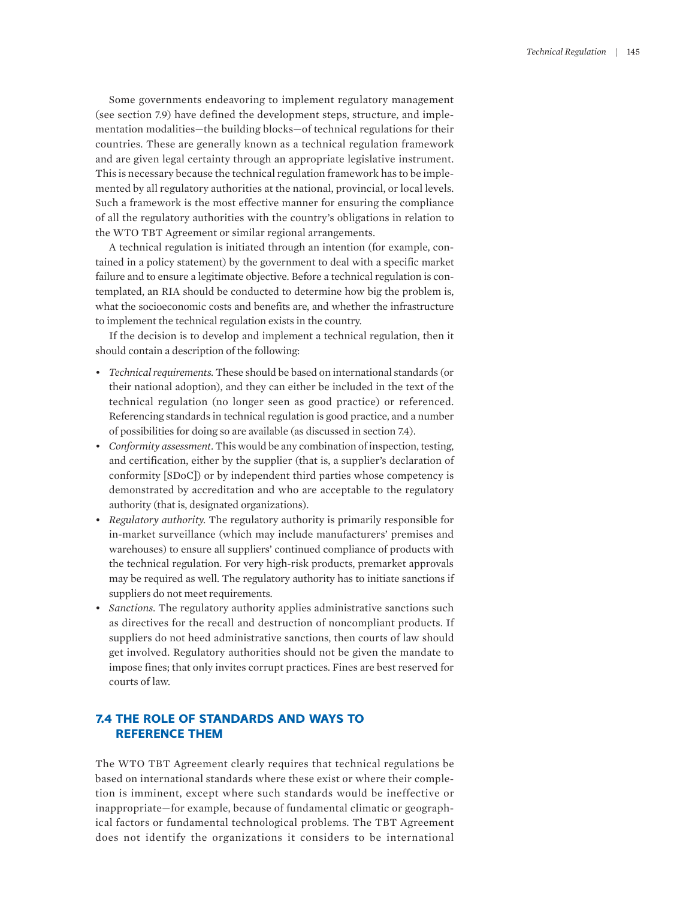Some governments endeavoring to implement regulatory management (see section 7.9) have defined the development steps, structure, and implementation modalities—the building blocks—of technical regulations for their countries. These are generally known as a technical regulation framework and are given legal certainty through an appropriate legislative instrument. This is necessary because the technical regulation framework has to be implemented by all regulatory authorities at the national, provincial, or local levels. Such a framework is the most effective manner for ensuring the compliance of all the regulatory authorities with the country's obligations in relation to the WTO TBT Agreement or similar regional arrangements.

A technical regulation is initiated through an intention (for example, contained in a policy statement) by the government to deal with a specific market failure and to ensure a legitimate objective. Before a technical regulation is contemplated, an RIA should be conducted to determine how big the problem is, what the socioeconomic costs and benefits are, and whether the infrastructure to implement the technical regulation exists in the country.

If the decision is to develop and implement a technical regulation, then it should contain a description of the following:

- *Technical requirements.* These should be based on international standards (or their national adoption), and they can either be included in the text of the technical regulation (no longer seen as good practice) or referenced. Referencing standards in technical regulation is good practice, and a number of possibilities for doing so are available (as discussed in section 7.4).
- *Conformity assessment*. This would be any combination of inspection, testing, and certification, either by the supplier (that is, a supplier's declaration of conformity [SDoC]) or by independent third parties whose competency is demonstrated by accreditation and who are acceptable to the regulatory authority (that is, designated organizations).
- *Regulatory authority.* The regulatory authority is primarily responsible for in-market surveillance (which may include manufacturers' premises and warehouses) to ensure all suppliers' continued compliance of products with the technical regulation. For very high-risk products, premarket approvals may be required as well. The regulatory authority has to initiate sanctions if suppliers do not meet requirements.
- *Sanctions.* The regulatory authority applies administrative sanctions such as directives for the recall and destruction of noncompliant products. If suppliers do not heed administrative sanctions, then courts of law should get involved. Regulatory authorities should not be given the mandate to impose fines; that only invites corrupt practices. Fines are best reserved for courts of law.

## 7.4 THE ROLE OF STANDARDS AND WAYS TO REFERENCE THEM

The WTO TBT Agreement clearly requires that technical regulations be based on international standards where these exist or where their completion is imminent, except where such standards would be ineffective or inappropriate—for example, because of fundamental climatic or geographical factors or fundamental technological problems. The TBT Agreement does not identify the organizations it considers to be international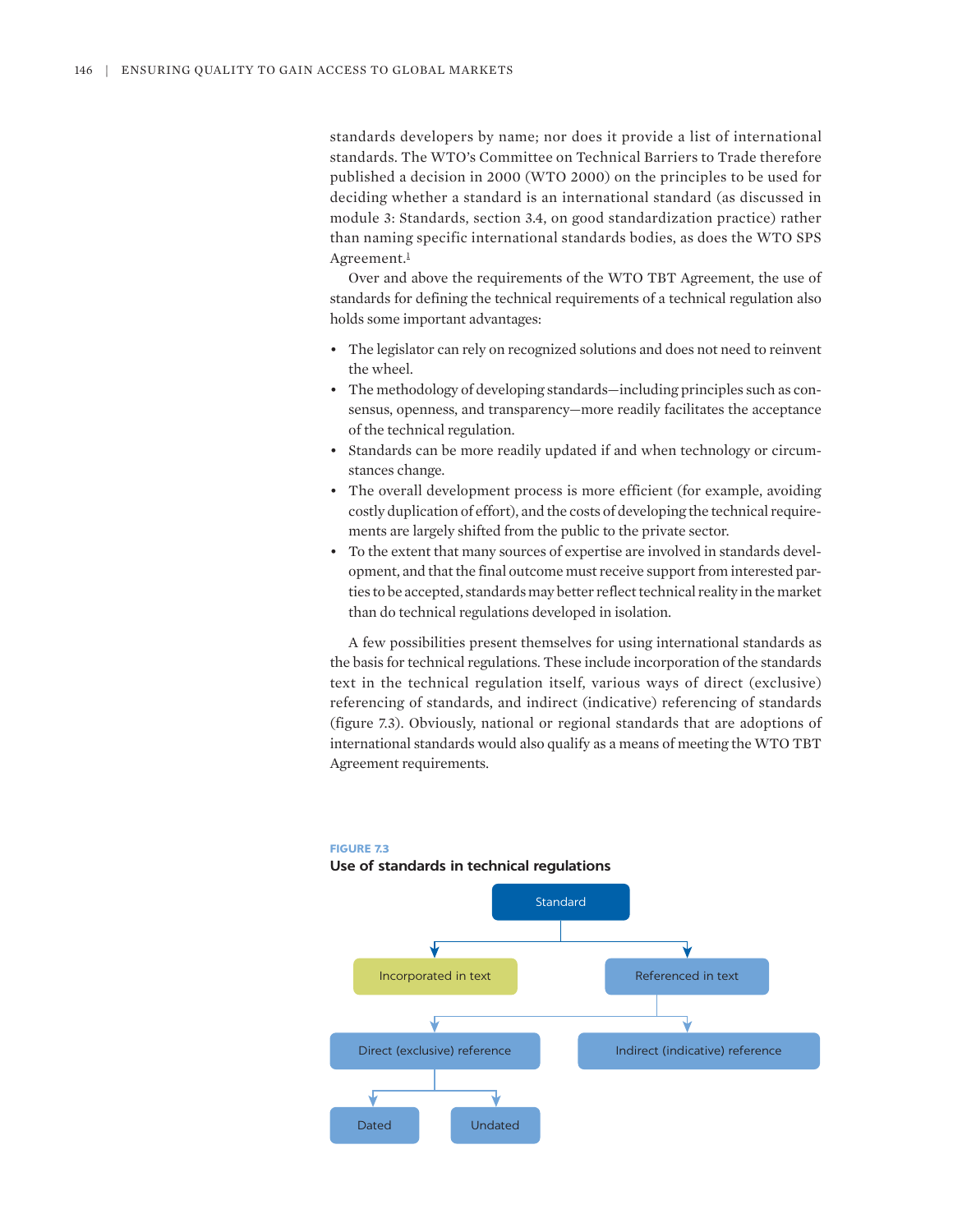standards developers by name; nor does it provide a list of international standards. The WTO's Committee on Technical Barriers to Trade therefore published a decision in 2000 (WTO 2000) on the principles to be used for deciding whether a standard is an international standard (as discussed in module 3: Standards, section 3.4, on good standardization practice) rather than naming specific international standards bodies, as does the WTO SPS Agreement.[1]

Over and above the requirements of the WTO TBT Agreement, the use of standards for defining the technical requirements of a technical regulation also holds some important advantages:

- The legislator can rely on recognized solutions and does not need to reinvent the wheel.
- The methodology of developing standards—including principles such as consensus, openness, and transparency—more readily facilitates the acceptance of the technical regulation.
- Standards can be more readily updated if and when technology or circumstances change.
- The overall development process is more efficient (for example, avoiding costly duplication of effort), and the costs of developing the technical requirements are largely shifted from the public to the private sector.
- To the extent that many sources of expertise are involved in standards development, and that the final outcome must receive support from interested parties to be accepted, standards may better reflect technical reality in the market than do technical regulations developed in isolation.

A few possibilities present themselves for using international standards as the basis for technical regulations. These include incorporation of the standards text in the technical regulation itself, various ways of direct (exclusive) referencing of standards, and indirect (indicative) referencing of standards (figure 7.3). Obviously, national or regional standards that are adoptions of international standards would also qualify as a means of meeting the WTO TBT Agreement requirements.

**FIGURE 7.3**
**Use of standards in technical regulations**

- Standard
  - Incorporated in text
  - Referenced in text
    - Direct (exclusive) reference
      - Dated
      - Undated
    - Indirect (indicative) reference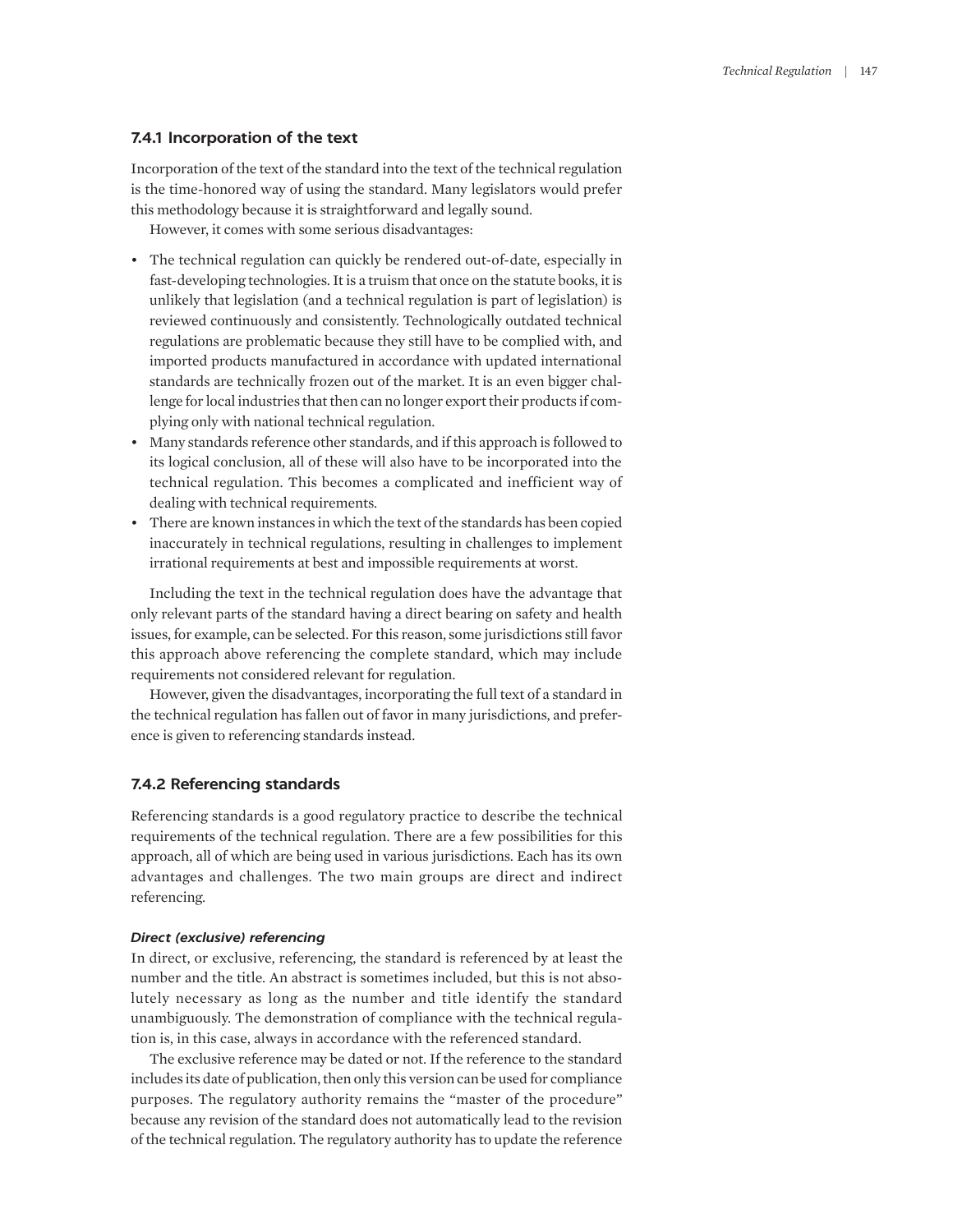### 7.4.1 Incorporation of the text

Incorporation of the text of the standard into the text of the technical regulation is the time-honored way of using the standard. Many legislators would prefer this methodology because it is straightforward and legally sound.

However, it comes with some serious disadvantages:

- The technical regulation can quickly be rendered out-of-date, especially in fast-developing technologies. It is a truism that once on the statute books, it is unlikely that legislation (and a technical regulation is part of legislation) is reviewed continuously and consistently. Technologically outdated technical regulations are problematic because they still have to be complied with, and imported products manufactured in accordance with updated international standards are technically frozen out of the market. It is an even bigger challenge for local industries that then can no longer export their products if complying only with national technical regulation.
- Many standards reference other standards, and if this approach is followed to its logical conclusion, all of these will also have to be incorporated into the technical regulation. This becomes a complicated and inefficient way of dealing with technical requirements.
- There are known instances in which the text of the standards has been copied inaccurately in technical regulations, resulting in challenges to implement irrational requirements at best and impossible requirements at worst.

Including the text in the technical regulation does have the advantage that only relevant parts of the standard having a direct bearing on safety and health issues, for example, can be selected. For this reason, some jurisdictions still favor this approach above referencing the complete standard, which may include requirements not considered relevant for regulation.

However, given the disadvantages, incorporating the full text of a standard in the technical regulation has fallen out of favor in many jurisdictions, and preference is given to referencing standards instead.

### 7.4.2 Referencing standards

Referencing standards is a good regulatory practice to describe the technical requirements of the technical regulation. There are a few possibilities for this approach, all of which are being used in various jurisdictions. Each has its own advantages and challenges. The two main groups are direct and indirect referencing.

***Direct (exclusive) referencing***

In direct, or exclusive, referencing, the standard is referenced by at least the number and the title. An abstract is sometimes included, but this is not absolutely necessary as long as the number and title identify the standard unambiguously. The demonstration of compliance with the technical regulation is, in this case, always in accordance with the referenced standard.

The exclusive reference may be dated or not. If the reference to the standard includes its date of publication, then only this version can be used for compliance purposes. The regulatory authority remains the "master of the procedure" because any revision of the standard does not automatically lead to the revision of the technical regulation. The regulatory authority has to update the reference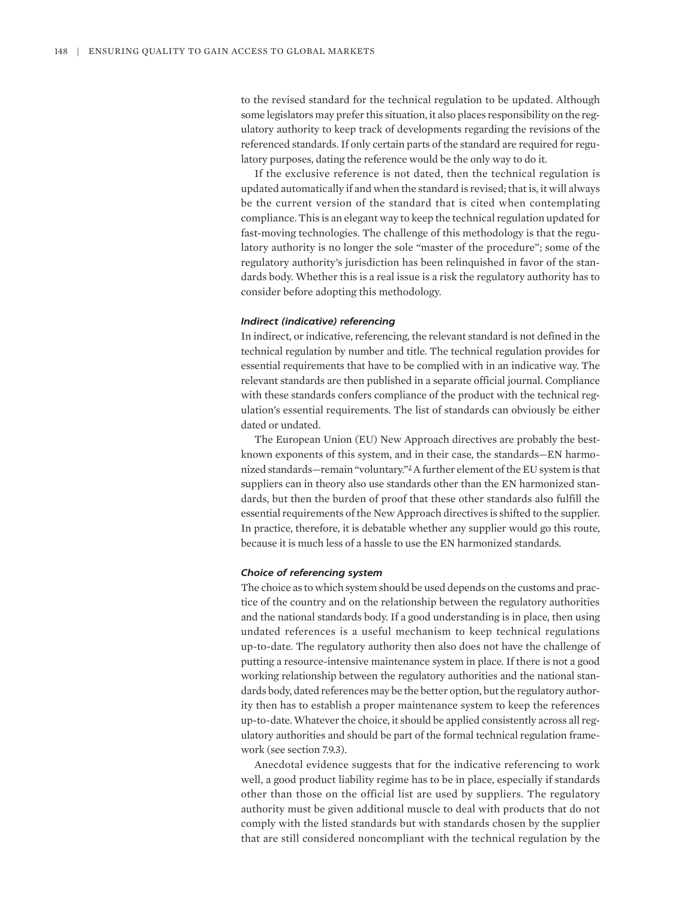to the revised standard for the technical regulation to be updated. Although some legislators may prefer this situation, it also places responsibility on the regulatory authority to keep track of developments regarding the revisions of the referenced standards. If only certain parts of the standard are required for regulatory purposes, dating the reference would be the only way to do it.

If the exclusive reference is not dated, then the technical regulation is updated automatically if and when the standard is revised; that is, it will always be the current version of the standard that is cited when contemplating compliance. This is an elegant way to keep the technical regulation updated for fast-moving technologies. The challenge of this methodology is that the regulatory authority is no longer the sole "master of the procedure"; some of the regulatory authority's jurisdiction has been relinquished in favor of the standards body. Whether this is a real issue is a risk the regulatory authority has to consider before adopting this methodology.

#### *Indirect (indicative) referencing*

In indirect, or indicative, referencing, the relevant standard is not defined in the technical regulation by number and title. The technical regulation provides for essential requirements that have to be complied with in an indicative way. The relevant standards are then published in a separate official journal. Compliance with these standards confers compliance of the product with the technical regulation's essential requirements. The list of standards can obviously be either dated or undated.

The European Union (EU) New Approach directives are probably the best-known exponents of this system, and in their case, the standards—EN harmonized standards—remain "voluntary."[2] A further element of the EU system is that suppliers can in theory also use standards other than the EN harmonized standards, but then the burden of proof that these other standards also fulfill the essential requirements of the New Approach directives is shifted to the supplier. In practice, therefore, it is debatable whether any supplier would go this route, because it is much less of a hassle to use the EN harmonized standards.

#### *Choice of referencing system*

The choice as to which system should be used depends on the customs and practice of the country and on the relationship between the regulatory authorities and the national standards body. If a good understanding is in place, then using undated references is a useful mechanism to keep technical regulations up-to-date. The regulatory authority then also does not have the challenge of putting a resource-intensive maintenance system in place. If there is not a good working relationship between the regulatory authorities and the national standards body, dated references may be the better option, but the regulatory authority then has to establish a proper maintenance system to keep the references up-to-date. Whatever the choice, it should be applied consistently across all regulatory authorities and should be part of the formal technical regulation framework (see section 7.9.3).

Anecdotal evidence suggests that for the indicative referencing to work well, a good product liability regime has to be in place, especially if standards other than those on the official list are used by suppliers. The regulatory authority must be given additional muscle to deal with products that do not comply with the listed standards but with standards chosen by the supplier that are still considered noncompliant with the technical regulation by the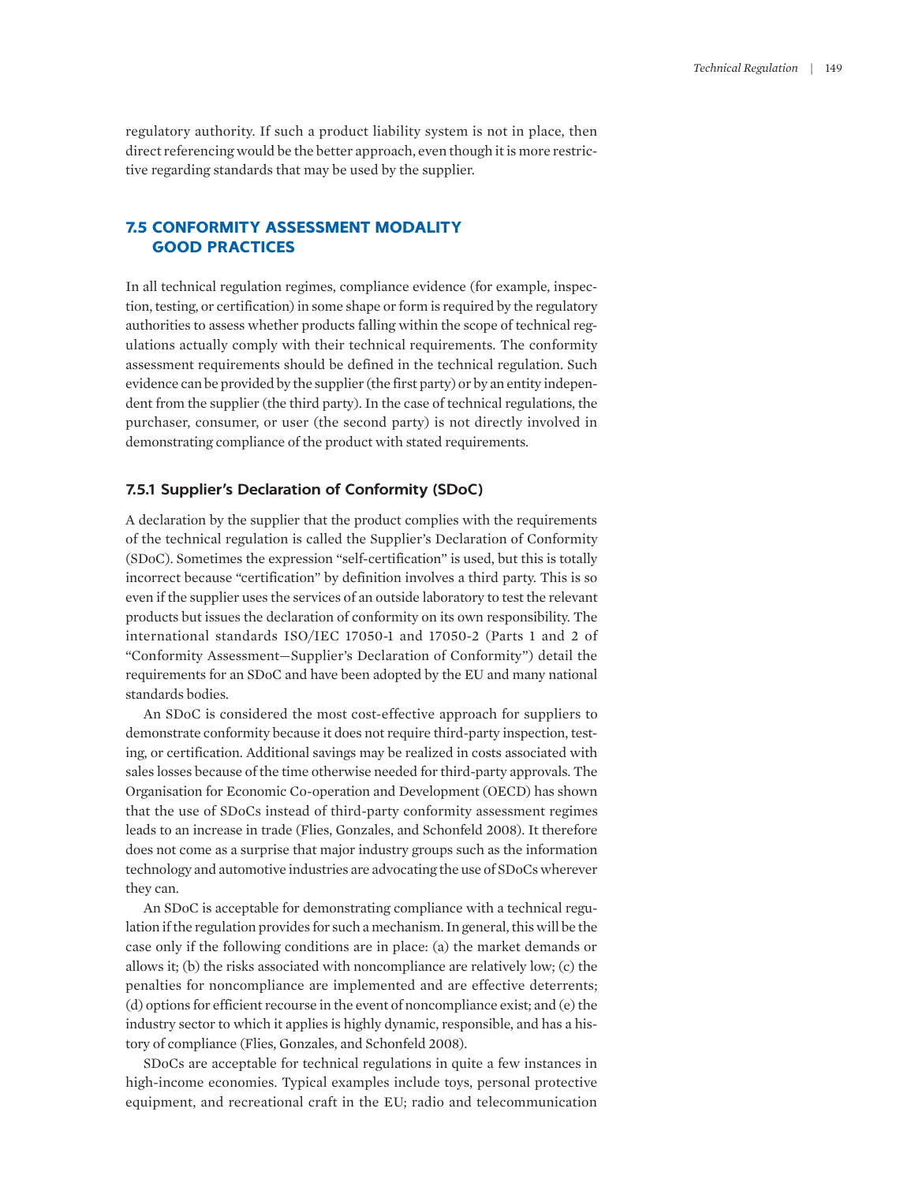regulatory authority. If such a product liability system is not in place, then direct referencing would be the better approach, even though it is more restrictive regarding standards that may be used by the supplier.

## 7.5 CONFORMITY ASSESSMENT MODALITY GOOD PRACTICES

In all technical regulation regimes, compliance evidence (for example, inspection, testing, or certification) in some shape or form is required by the regulatory authorities to assess whether products falling within the scope of technical regulations actually comply with their technical requirements. The conformity assessment requirements should be defined in the technical regulation. Such evidence can be provided by the supplier (the first party) or by an entity independent from the supplier (the third party). In the case of technical regulations, the purchaser, consumer, or user (the second party) is not directly involved in demonstrating compliance of the product with stated requirements.

### 7.5.1 Supplier's Declaration of Conformity (SDoC)

A declaration by the supplier that the product complies with the requirements of the technical regulation is called the Supplier's Declaration of Conformity (SDoC). Sometimes the expression "self-certification" is used, but this is totally incorrect because "certification" by definition involves a third party. This is so even if the supplier uses the services of an outside laboratory to test the relevant products but issues the declaration of conformity on its own responsibility. The international standards ISO/IEC 17050-1 and 17050-2 (Parts 1 and 2 of "Conformity Assessment—Supplier's Declaration of Conformity") detail the requirements for an SDoC and have been adopted by the EU and many national standards bodies.

An SDoC is considered the most cost-effective approach for suppliers to demonstrate conformity because it does not require third-party inspection, testing, or certification. Additional savings may be realized in costs associated with sales losses because of the time otherwise needed for third-party approvals. The Organisation for Economic Co-operation and Development (OECD) has shown that the use of SDoCs instead of third-party conformity assessment regimes leads to an increase in trade (Flies, Gonzales, and Schonfeld 2008). It therefore does not come as a surprise that major industry groups such as the information technology and automotive industries are advocating the use of SDoCs wherever they can.

An SDoC is acceptable for demonstrating compliance with a technical regulation if the regulation provides for such a mechanism. In general, this will be the case only if the following conditions are in place: (a) the market demands or allows it; (b) the risks associated with noncompliance are relatively low; (c) the penalties for noncompliance are implemented and are effective deterrents; (d) options for efficient recourse in the event of noncompliance exist; and (e) the industry sector to which it applies is highly dynamic, responsible, and has a history of compliance (Flies, Gonzales, and Schonfeld 2008).

SDoCs are acceptable for technical regulations in quite a few instances in high-income economies. Typical examples include toys, personal protective equipment, and recreational craft in the EU; radio and telecommunication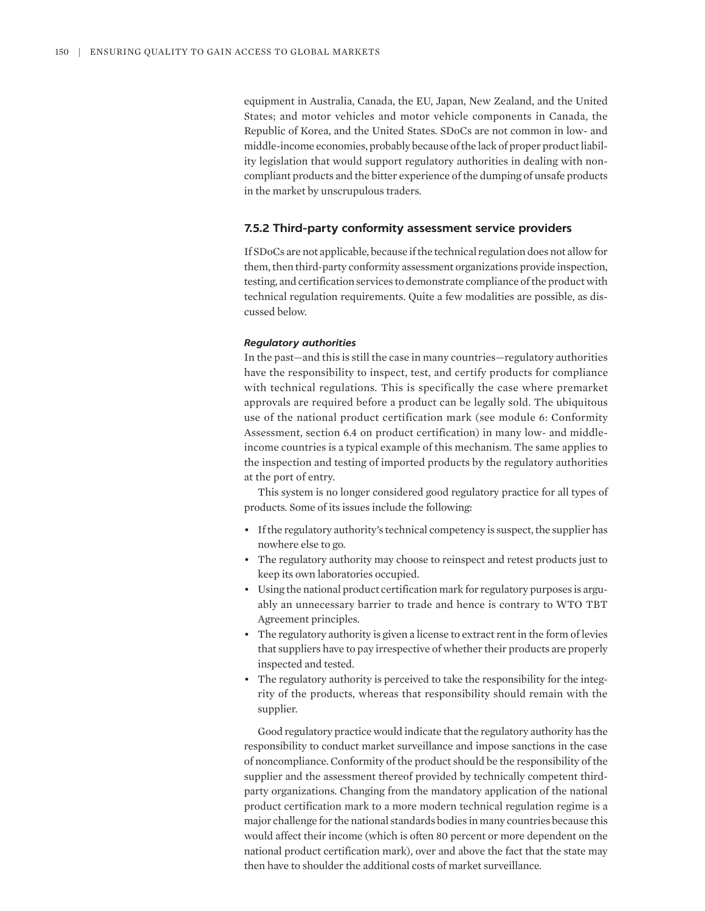equipment in Australia, Canada, the EU, Japan, New Zealand, and the United States; and motor vehicles and motor vehicle components in Canada, the Republic of Korea, and the United States. SDoCs are not common in low- and middle-income economies, probably because of the lack of proper product liability legislation that would support regulatory authorities in dealing with noncompliant products and the bitter experience of the dumping of unsafe products in the market by unscrupulous traders.

### 7.5.2 Third-party conformity assessment service providers

If SDoCs are not applicable, because if the technical regulation does not allow for them, then third-party conformity assessment organizations provide inspection, testing, and certification services to demonstrate compliance of the product with technical regulation requirements. Quite a few modalities are possible, as discussed below.

#### *Regulatory authorities*

In the past—and this is still the case in many countries—regulatory authorities have the responsibility to inspect, test, and certify products for compliance with technical regulations. This is specifically the case where premarket approvals are required before a product can be legally sold. The ubiquitous use of the national product certification mark (see module 6: Conformity Assessment, section 6.4 on product certification) in many low- and middle-income countries is a typical example of this mechanism. The same applies to the inspection and testing of imported products by the regulatory authorities at the port of entry.

This system is no longer considered good regulatory practice for all types of products. Some of its issues include the following:

- If the regulatory authority's technical competency is suspect, the supplier has nowhere else to go.
- The regulatory authority may choose to reinspect and retest products just to keep its own laboratories occupied.
- Using the national product certification mark for regulatory purposes is arguably an unnecessary barrier to trade and hence is contrary to WTO TBT Agreement principles.
- The regulatory authority is given a license to extract rent in the form of levies that suppliers have to pay irrespective of whether their products are properly inspected and tested.
- The regulatory authority is perceived to take the responsibility for the integrity of the products, whereas that responsibility should remain with the supplier.

Good regulatory practice would indicate that the regulatory authority has the responsibility to conduct market surveillance and impose sanctions in the case of noncompliance. Conformity of the product should be the responsibility of the supplier and the assessment thereof provided by technically competent third-party organizations. Changing from the mandatory application of the national product certification mark to a more modern technical regulation regime is a major challenge for the national standards bodies in many countries because this would affect their income (which is often 80 percent or more dependent on the national product certification mark), over and above the fact that the state may then have to shoulder the additional costs of market surveillance.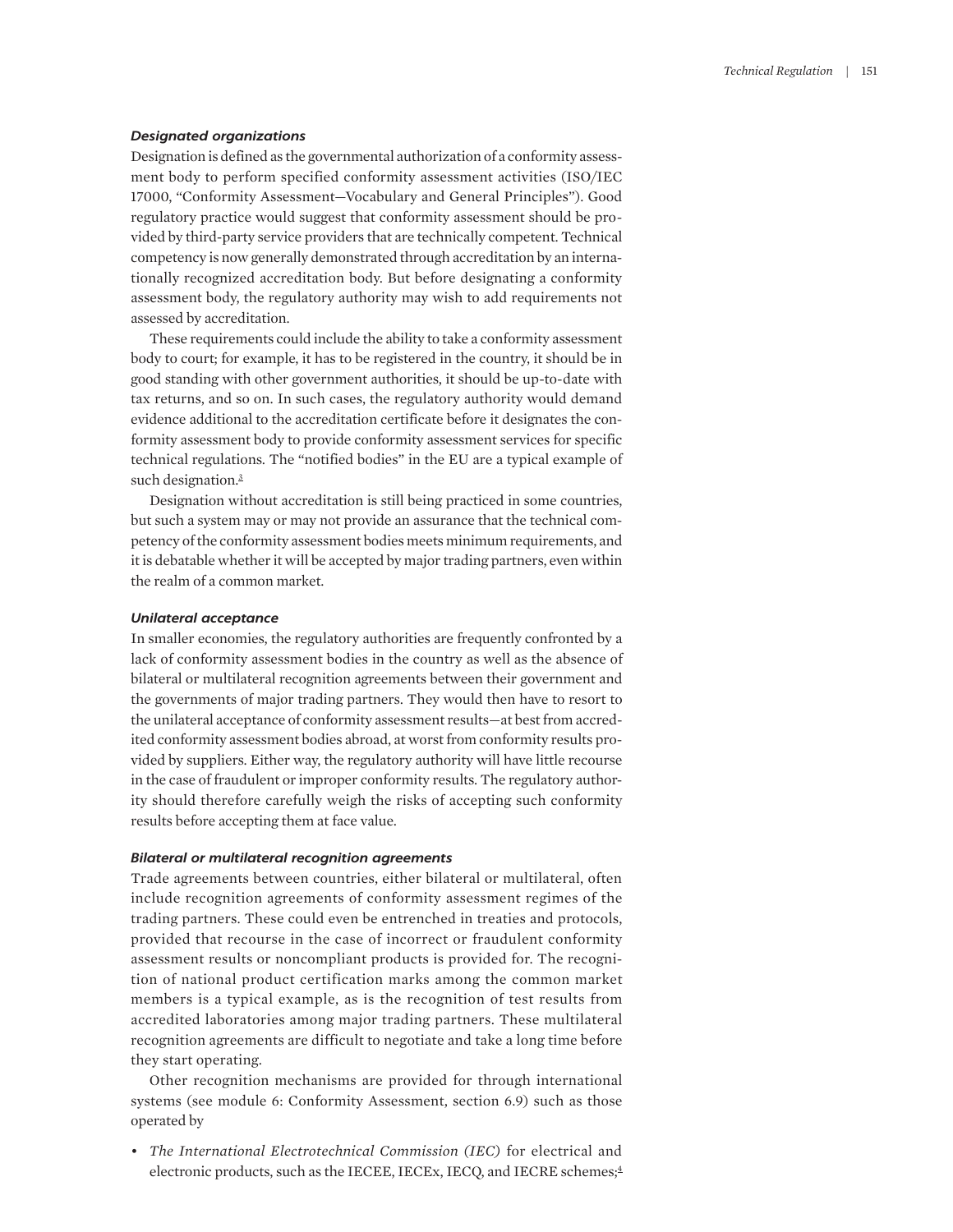### *Designated organizations*

Designation is defined as the governmental authorization of a conformity assessment body to perform specified conformity assessment activities (ISO/IEC 17000, "Conformity Assessment—Vocabulary and General Principles"). Good regulatory practice would suggest that conformity assessment should be provided by third-party service providers that are technically competent. Technical competency is now generally demonstrated through accreditation by an internationally recognized accreditation body. But before designating a conformity assessment body, the regulatory authority may wish to add requirements not assessed by accreditation.

These requirements could include the ability to take a conformity assessment body to court; for example, it has to be registered in the country, it should be in good standing with other government authorities, it should be up-to-date with tax returns, and so on. In such cases, the regulatory authority would demand evidence additional to the accreditation certificate before it designates the conformity assessment body to provide conformity assessment services for specific technical regulations. The "notified bodies" in the EU are a typical example of such designation.[3]

Designation without accreditation is still being practiced in some countries, but such a system may or may not provide an assurance that the technical competency of the conformity assessment bodies meets minimum requirements, and it is debatable whether it will be accepted by major trading partners, even within the realm of a common market.

### *Unilateral acceptance*

In smaller economies, the regulatory authorities are frequently confronted by a lack of conformity assessment bodies in the country as well as the absence of bilateral or multilateral recognition agreements between their government and the governments of major trading partners. They would then have to resort to the unilateral acceptance of conformity assessment results—at best from accredited conformity assessment bodies abroad, at worst from conformity results provided by suppliers. Either way, the regulatory authority will have little recourse in the case of fraudulent or improper conformity results. The regulatory authority should therefore carefully weigh the risks of accepting such conformity results before accepting them at face value.

### *Bilateral or multilateral recognition agreements*

Trade agreements between countries, either bilateral or multilateral, often include recognition agreements of conformity assessment regimes of the trading partners. These could even be entrenched in treaties and protocols, provided that recourse in the case of incorrect or fraudulent conformity assessment results or noncompliant products is provided for. The recognition of national product certification marks among the common market members is a typical example, as is the recognition of test results from accredited laboratories among major trading partners. These multilateral recognition agreements are difficult to negotiate and take a long time before they start operating.

Other recognition mechanisms are provided for through international systems (see module 6: Conformity Assessment, section 6.9) such as those operated by

- *The International Electrotechnical Commission (IEC)* for electrical and electronic products, such as the IECEE, IECEx, IECQ, and IECRE schemes;[4]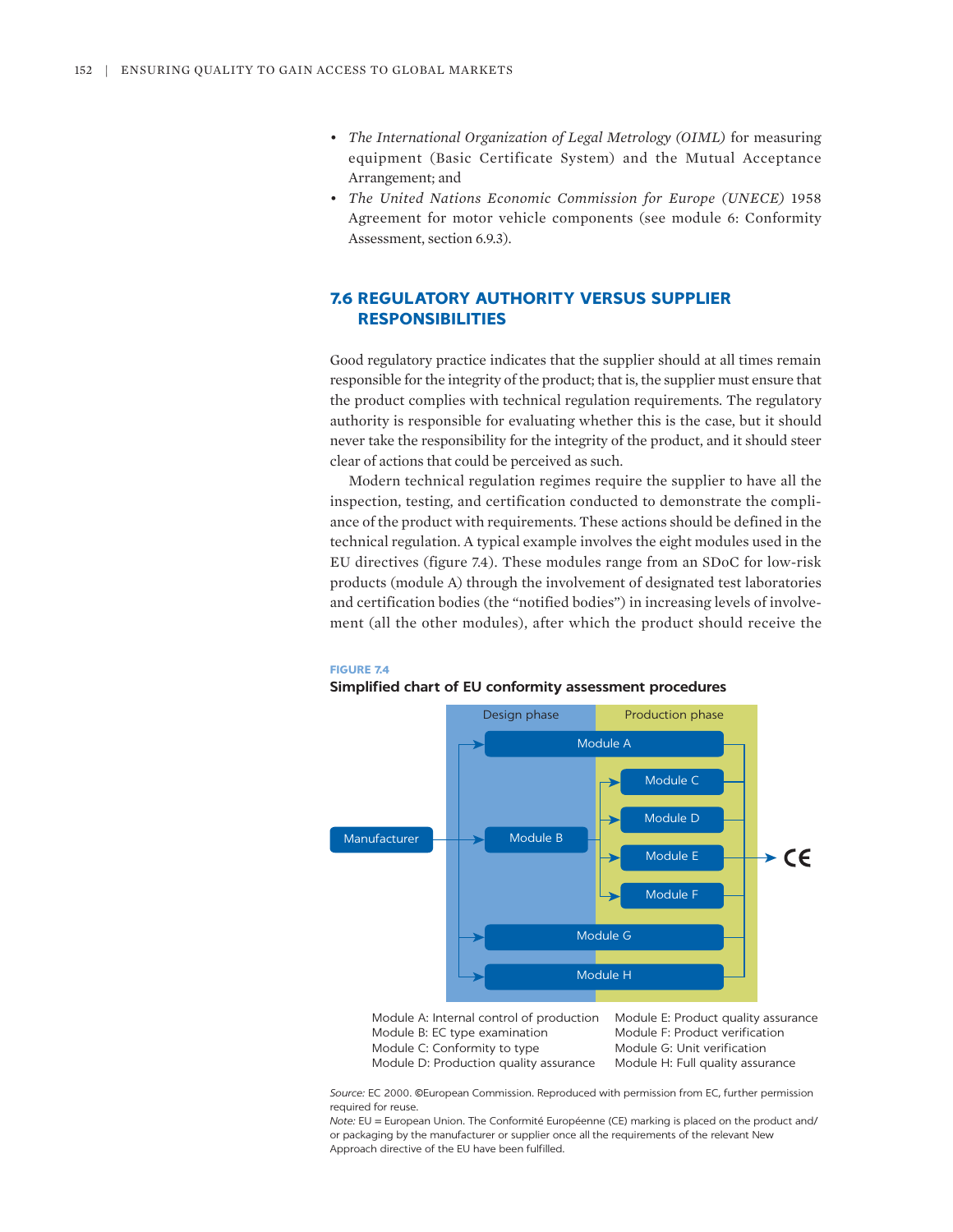- *The International Organization of Legal Metrology (OIML)* for measuring equipment (Basic Certificate System) and the Mutual Acceptance Arrangement; and
- *The United Nations Economic Commission for Europe (UNECE)* 1958 Agreement for motor vehicle components (see module 6: Conformity Assessment, section 6.9.3).

## 7.6 REGULATORY AUTHORITY VERSUS SUPPLIER RESPONSIBILITIES

Good regulatory practice indicates that the supplier should at all times remain responsible for the integrity of the product; that is, the supplier must ensure that the product complies with technical regulation requirements. The regulatory authority is responsible for evaluating whether this is the case, but it should never take the responsibility for the integrity of the product, and it should steer clear of actions that could be perceived as such.

Modern technical regulation regimes require the supplier to have all the inspection, testing, and certification conducted to demonstrate the compliance of the product with requirements. These actions should be defined in the technical regulation. A typical example involves the eight modules used in the EU directives (figure 7.4). These modules range from an SDoC for low-risk products (module A) through the involvement of designated test laboratories and certification bodies (the "notified bodies") in increasing levels of involvement (all the other modules), after which the product should receive the

**FIGURE 7.4**

**Simplified chart of EU conformity assessment procedures**

| Design phase | Production phase |
|---|---|
| Manufacturer → Module A | Module A → CE |
| Manufacturer → Module B | Module C / Module D / Module E / Module F → CE |
| Manufacturer → Module G | Module G → CE |
| Manufacturer → Module H | Module H → CE |

Module A: Internal control of production
Module B: EC type examination
Module C: Conformity to type
Module D: Production quality assurance
Module E: Product quality assurance
Module F: Product verification
Module G: Unit verification
Module H: Full quality assurance

*Source:* EC 2000. ©European Commission. Reproduced with permission from EC, further permission required for reuse.

*Note:* EU = European Union. The Conformité Européenne (CE) marking is placed on the product and/or packaging by the manufacturer or supplier once all the requirements of the relevant New Approach directive of the EU have been fulfilled.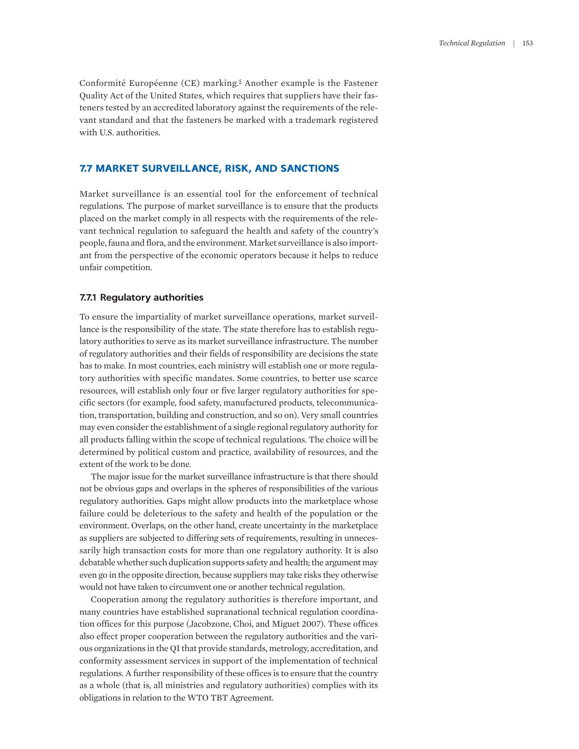Conformité Européenne (CE) marking.[5] Another example is the Fastener Quality Act of the United States, which requires that suppliers have their fasteners tested by an accredited laboratory against the requirements of the relevant standard and that the fasteners be marked with a trademark registered with U.S. authorities.

## 7.7 MARKET SURVEILLANCE, RISK, AND SANCTIONS

Market surveillance is an essential tool for the enforcement of technical regulations. The purpose of market surveillance is to ensure that the products placed on the market comply in all respects with the requirements of the relevant technical regulation to safeguard the health and safety of the country's people, fauna and flora, and the environment. Market surveillance is also important from the perspective of the economic operators because it helps to reduce unfair competition.

### 7.7.1 Regulatory authorities

To ensure the impartiality of market surveillance operations, market surveillance is the responsibility of the state. The state therefore has to establish regulatory authorities to serve as its market surveillance infrastructure. The number of regulatory authorities and their fields of responsibility are decisions the state has to make. In most countries, each ministry will establish one or more regulatory authorities with specific mandates. Some countries, to better use scarce resources, will establish only four or five larger regulatory authorities for specific sectors (for example, food safety, manufactured products, telecommunication, transportation, building and construction, and so on). Very small countries may even consider the establishment of a single regional regulatory authority for all products falling within the scope of technical regulations. The choice will be determined by political custom and practice, availability of resources, and the extent of the work to be done.

The major issue for the market surveillance infrastructure is that there should not be obvious gaps and overlaps in the spheres of responsibilities of the various regulatory authorities. Gaps might allow products into the marketplace whose failure could be deleterious to the safety and health of the population or the environment. Overlaps, on the other hand, create uncertainty in the marketplace as suppliers are subjected to differing sets of requirements, resulting in unnecessarily high transaction costs for more than one regulatory authority. It is also debatable whether such duplication supports safety and health; the argument may even go in the opposite direction, because suppliers may take risks they otherwise would not have taken to circumvent one or another technical regulation.

Cooperation among the regulatory authorities is therefore important, and many countries have established supranational technical regulation coordination offices for this purpose (Jacobzone, Choi, and Miguet 2007). These offices also effect proper cooperation between the regulatory authorities and the various organizations in the QI that provide standards, metrology, accreditation, and conformity assessment services in support of the implementation of technical regulations. A further responsibility of these offices is to ensure that the country as a whole (that is, all ministries and regulatory authorities) complies with its obligations in relation to the WTO TBT Agreement.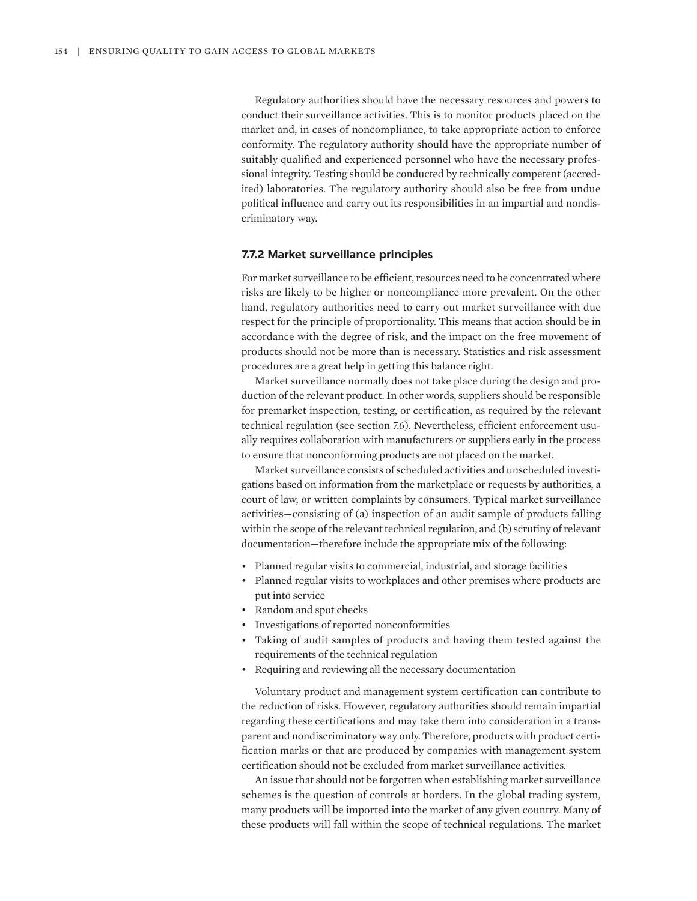Regulatory authorities should have the necessary resources and powers to conduct their surveillance activities. This is to monitor products placed on the market and, in cases of noncompliance, to take appropriate action to enforce conformity. The regulatory authority should have the appropriate number of suitably qualified and experienced personnel who have the necessary professional integrity. Testing should be conducted by technically competent (accredited) laboratories. The regulatory authority should also be free from undue political influence and carry out its responsibilities in an impartial and nondiscriminatory way.

### 7.7.2 Market surveillance principles

For market surveillance to be efficient, resources need to be concentrated where risks are likely to be higher or noncompliance more prevalent. On the other hand, regulatory authorities need to carry out market surveillance with due respect for the principle of proportionality. This means that action should be in accordance with the degree of risk, and the impact on the free movement of products should not be more than is necessary. Statistics and risk assessment procedures are a great help in getting this balance right.

Market surveillance normally does not take place during the design and production of the relevant product. In other words, suppliers should be responsible for premarket inspection, testing, or certification, as required by the relevant technical regulation (see section 7.6). Nevertheless, efficient enforcement usually requires collaboration with manufacturers or suppliers early in the process to ensure that nonconforming products are not placed on the market.

Market surveillance consists of scheduled activities and unscheduled investigations based on information from the marketplace or requests by authorities, a court of law, or written complaints by consumers. Typical market surveillance activities—consisting of (a) inspection of an audit sample of products falling within the scope of the relevant technical regulation, and (b) scrutiny of relevant documentation—therefore include the appropriate mix of the following:

- Planned regular visits to commercial, industrial, and storage facilities
- Planned regular visits to workplaces and other premises where products are put into service
- Random and spot checks
- Investigations of reported nonconformities
- Taking of audit samples of products and having them tested against the requirements of the technical regulation
- Requiring and reviewing all the necessary documentation

Voluntary product and management system certification can contribute to the reduction of risks. However, regulatory authorities should remain impartial regarding these certifications and may take them into consideration in a transparent and nondiscriminatory way only. Therefore, products with product certification marks or that are produced by companies with management system certification should not be excluded from market surveillance activities.

An issue that should not be forgotten when establishing market surveillance schemes is the question of controls at borders. In the global trading system, many products will be imported into the market of any given country. Many of these products will fall within the scope of technical regulations. The market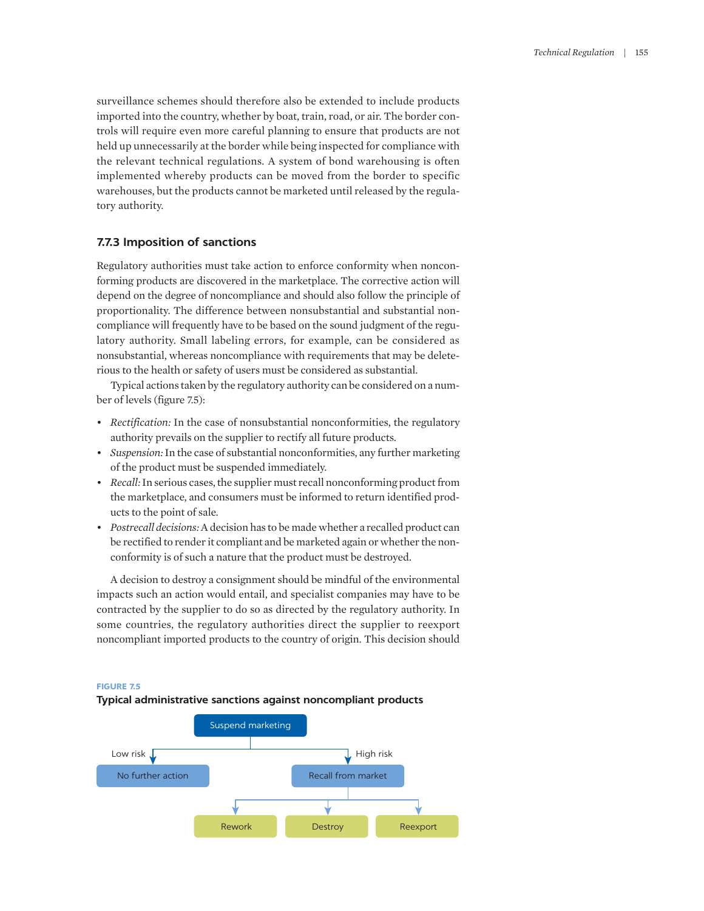surveillance schemes should therefore also be extended to include products imported into the country, whether by boat, train, road, or air. The border controls will require even more careful planning to ensure that products are not held up unnecessarily at the border while being inspected for compliance with the relevant technical regulations. A system of bond warehousing is often implemented whereby products can be moved from the border to specific warehouses, but the products cannot be marketed until released by the regulatory authority.

### 7.7.3 Imposition of sanctions

Regulatory authorities must take action to enforce conformity when nonconforming products are discovered in the marketplace. The corrective action will depend on the degree of noncompliance and should also follow the principle of proportionality. The difference between nonsubstantial and substantial noncompliance will frequently have to be based on the sound judgment of the regulatory authority. Small labeling errors, for example, can be considered as nonsubstantial, whereas noncompliance with requirements that may be deleterious to the health or safety of users must be considered as substantial.

Typical actions taken by the regulatory authority can be considered on a number of levels (figure 7.5):

- *Rectification:* In the case of nonsubstantial nonconformities, the regulatory authority prevails on the supplier to rectify all future products.
- *Suspension:* In the case of substantial nonconformities, any further marketing of the product must be suspended immediately.
- *Recall:* In serious cases, the supplier must recall nonconforming product from the marketplace, and consumers must be informed to return identified products to the point of sale.
- *Postrecall decisions:* A decision has to be made whether a recalled product can be rectified to render it compliant and be marketed again or whether the nonconformity is of such a nature that the product must be destroyed.

A decision to destroy a consignment should be mindful of the environmental impacts such an action would entail, and specialist companies may have to be contracted by the supplier to do so as directed by the regulatory authority. In some countries, the regulatory authorities direct the supplier to reexport noncompliant imported products to the country of origin. This decision should

**FIGURE 7.5**

**Typical administrative sanctions against noncompliant products**

- Suspend marketing
  - Low risk → No further action
  - High risk → Recall from market
    - Rework
    - Destroy
    - Reexport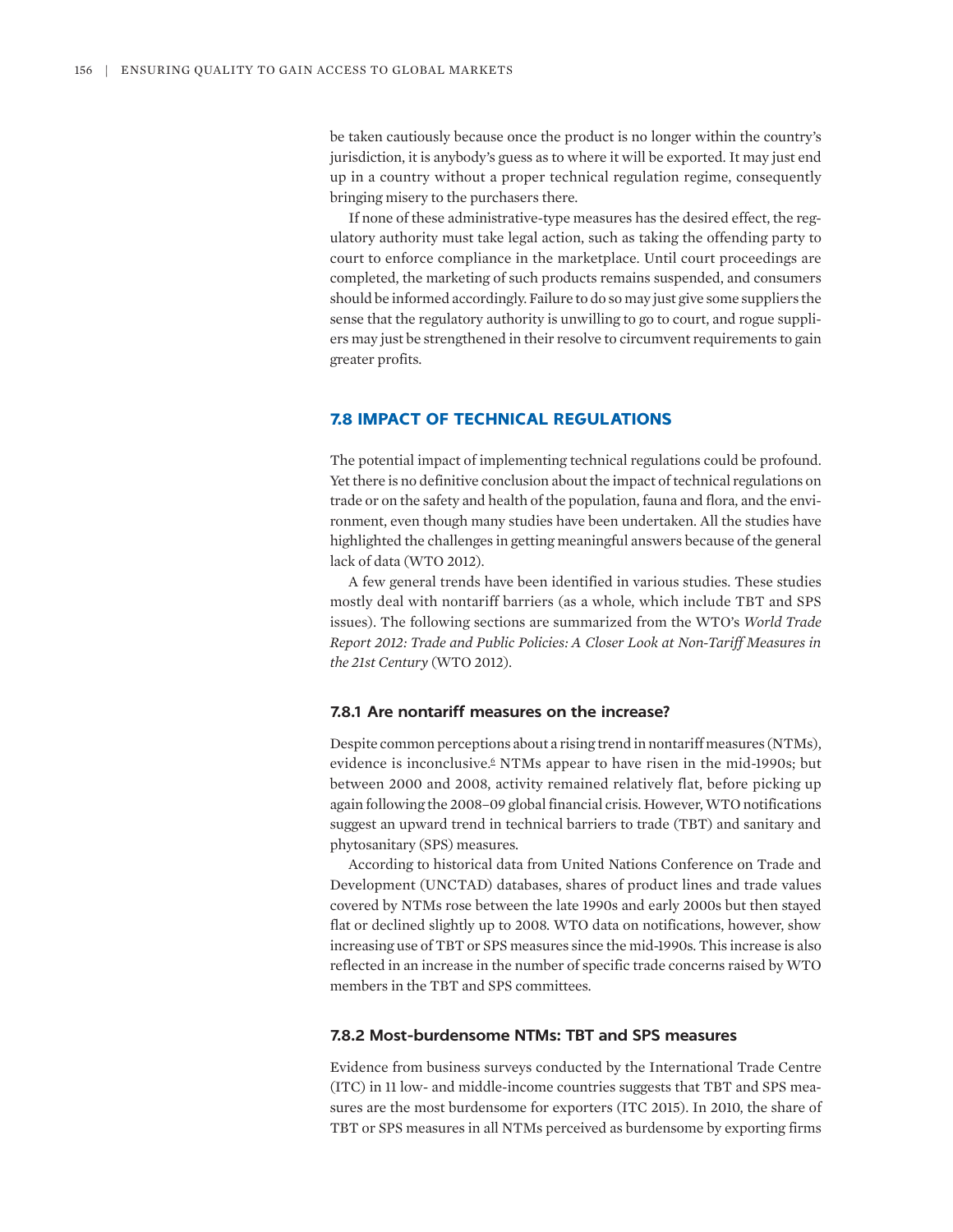be taken cautiously because once the product is no longer within the country's jurisdiction, it is anybody's guess as to where it will be exported. It may just end up in a country without a proper technical regulation regime, consequently bringing misery to the purchasers there.

If none of these administrative-type measures has the desired effect, the regulatory authority must take legal action, such as taking the offending party to court to enforce compliance in the marketplace. Until court proceedings are completed, the marketing of such products remains suspended, and consumers should be informed accordingly. Failure to do so may just give some suppliers the sense that the regulatory authority is unwilling to go to court, and rogue suppliers may just be strengthened in their resolve to circumvent requirements to gain greater profits.

## 7.8 IMPACT OF TECHNICAL REGULATIONS

The potential impact of implementing technical regulations could be profound. Yet there is no definitive conclusion about the impact of technical regulations on trade or on the safety and health of the population, fauna and flora, and the environment, even though many studies have been undertaken. All the studies have highlighted the challenges in getting meaningful answers because of the general lack of data (WTO 2012).

A few general trends have been identified in various studies. These studies mostly deal with nontariff barriers (as a whole, which include TBT and SPS issues). The following sections are summarized from the WTO's *World Trade Report 2012: Trade and Public Policies: A Closer Look at Non-Tariff Measures in the 21st Century* (WTO 2012).

### 7.8.1 Are nontariff measures on the increase?

Despite common perceptions about a rising trend in nontariff measures (NTMs), evidence is inconclusive.[6] NTMs appear to have risen in the mid-1990s; but between 2000 and 2008, activity remained relatively flat, before picking up again following the 2008–09 global financial crisis. However, WTO notifications suggest an upward trend in technical barriers to trade (TBT) and sanitary and phytosanitary (SPS) measures.

According to historical data from United Nations Conference on Trade and Development (UNCTAD) databases, shares of product lines and trade values covered by NTMs rose between the late 1990s and early 2000s but then stayed flat or declined slightly up to 2008. WTO data on notifications, however, show increasing use of TBT or SPS measures since the mid-1990s. This increase is also reflected in an increase in the number of specific trade concerns raised by WTO members in the TBT and SPS committees.

### 7.8.2 Most-burdensome NTMs: TBT and SPS measures

Evidence from business surveys conducted by the International Trade Centre (ITC) in 11 low- and middle-income countries suggests that TBT and SPS measures are the most burdensome for exporters (ITC 2015). In 2010, the share of TBT or SPS measures in all NTMs perceived as burdensome by exporting firms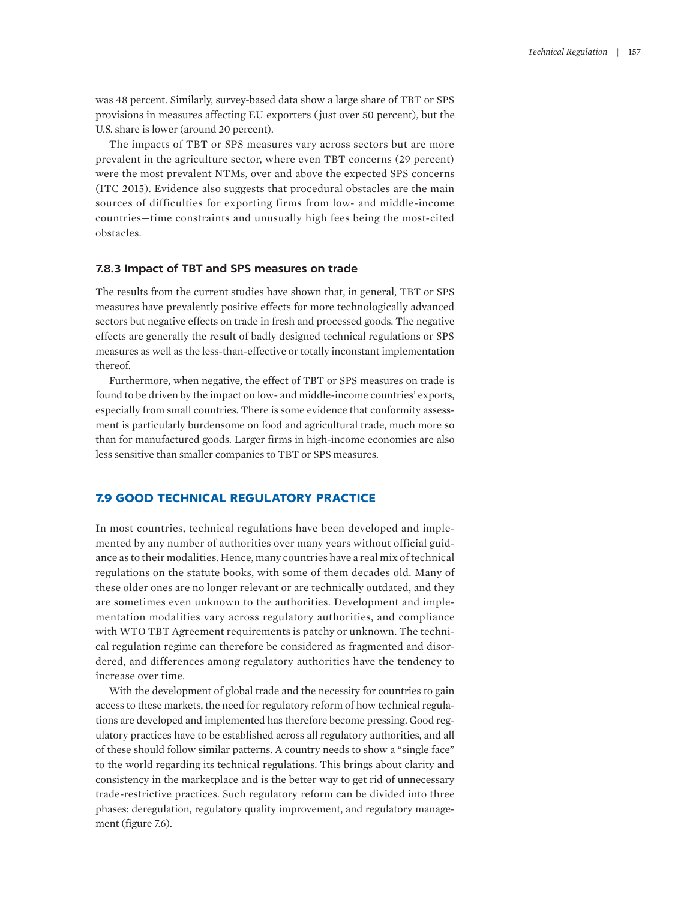was 48 percent. Similarly, survey-based data show a large share of TBT or SPS provisions in measures affecting EU exporters (just over 50 percent), but the U.S. share is lower (around 20 percent).

The impacts of TBT or SPS measures vary across sectors but are more prevalent in the agriculture sector, where even TBT concerns (29 percent) were the most prevalent NTMs, over and above the expected SPS concerns (ITC 2015). Evidence also suggests that procedural obstacles are the main sources of difficulties for exporting firms from low- and middle-income countries—time constraints and unusually high fees being the most-cited obstacles.

### 7.8.3 Impact of TBT and SPS measures on trade

The results from the current studies have shown that, in general, TBT or SPS measures have prevalently positive effects for more technologically advanced sectors but negative effects on trade in fresh and processed goods. The negative effects are generally the result of badly designed technical regulations or SPS measures as well as the less-than-effective or totally inconstant implementation thereof.

Furthermore, when negative, the effect of TBT or SPS measures on trade is found to be driven by the impact on low- and middle-income countries' exports, especially from small countries. There is some evidence that conformity assessment is particularly burdensome on food and agricultural trade, much more so than for manufactured goods. Larger firms in high-income economies are also less sensitive than smaller companies to TBT or SPS measures.

## 7.9 GOOD TECHNICAL REGULATORY PRACTICE

In most countries, technical regulations have been developed and implemented by any number of authorities over many years without official guidance as to their modalities. Hence, many countries have a real mix of technical regulations on the statute books, with some of them decades old. Many of these older ones are no longer relevant or are technically outdated, and they are sometimes even unknown to the authorities. Development and implementation modalities vary across regulatory authorities, and compliance with WTO TBT Agreement requirements is patchy or unknown. The technical regulation regime can therefore be considered as fragmented and disordered, and differences among regulatory authorities have the tendency to increase over time.

With the development of global trade and the necessity for countries to gain access to these markets, the need for regulatory reform of how technical regulations are developed and implemented has therefore become pressing. Good regulatory practices have to be established across all regulatory authorities, and all of these should follow similar patterns. A country needs to show a "single face" to the world regarding its technical regulations. This brings about clarity and consistency in the marketplace and is the better way to get rid of unnecessary trade-restrictive practices. Such regulatory reform can be divided into three phases: deregulation, regulatory quality improvement, and regulatory management (figure 7.6).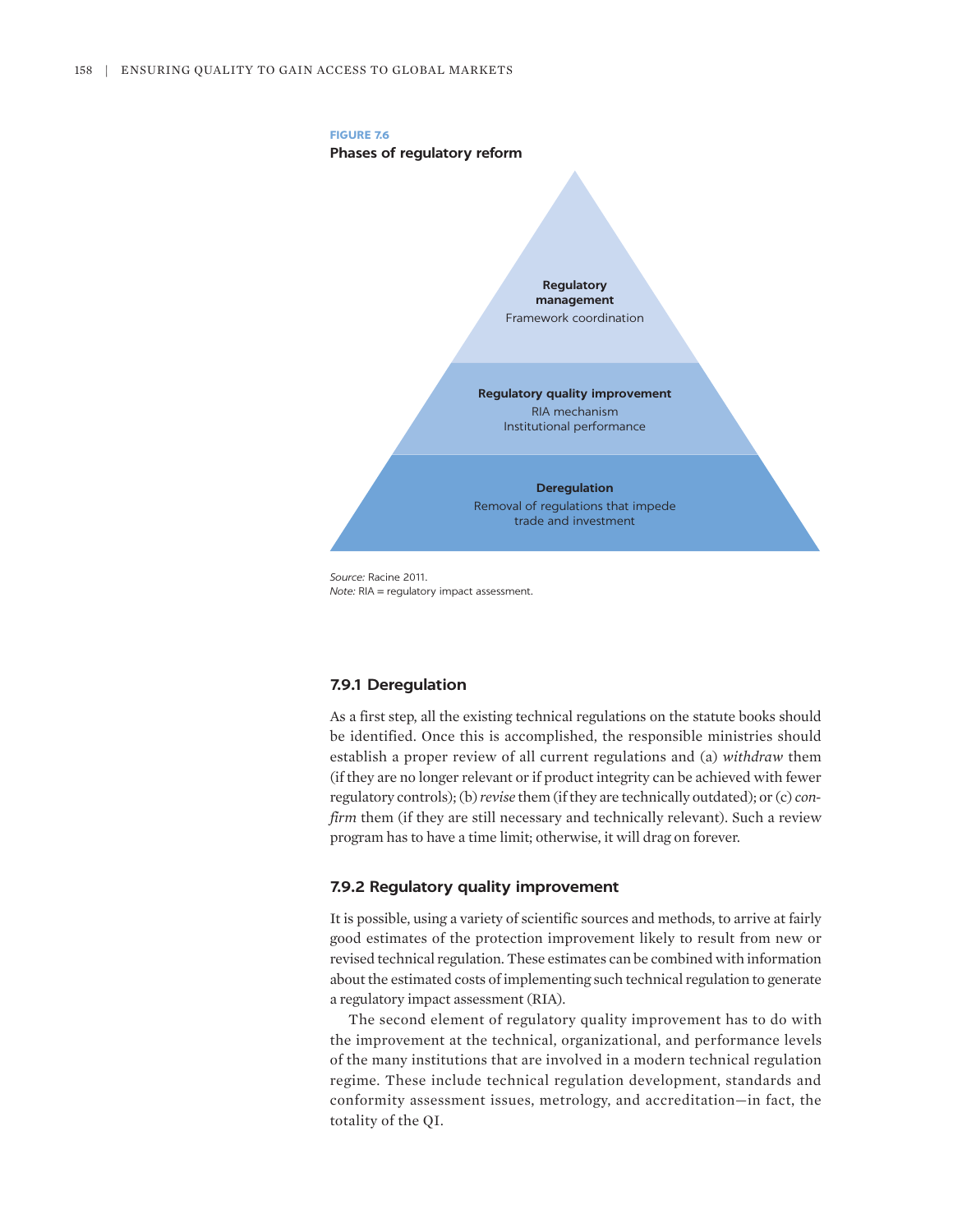**FIGURE 7.6**

**Phases of regulatory reform**

**Regulatory management**
Framework coordination

**Regulatory quality improvement**
RIA mechanism
Institutional performance

**Deregulation**
Removal of regulations that impede trade and investment

*Source:* Racine 2011.
*Note:* RIA = regulatory impact assessment.

### 7.9.1 Deregulation

As a first step, all the existing technical regulations on the statute books should be identified. Once this is accomplished, the responsible ministries should establish a proper review of all current regulations and (a) *withdraw* them (if they are no longer relevant or if product integrity can be achieved with fewer regulatory controls); (b) *revise* them (if they are technically outdated); or (c) *confirm* them (if they are still necessary and technically relevant). Such a review program has to have a time limit; otherwise, it will drag on forever.

### 7.9.2 Regulatory quality improvement

It is possible, using a variety of scientific sources and methods, to arrive at fairly good estimates of the protection improvement likely to result from new or revised technical regulation. These estimates can be combined with information about the estimated costs of implementing such technical regulation to generate a regulatory impact assessment (RIA).

The second element of regulatory quality improvement has to do with the improvement at the technical, organizational, and performance levels of the many institutions that are involved in a modern technical regulation regime. These include technical regulation development, standards and conformity assessment issues, metrology, and accreditation—in fact, the totality of the QI.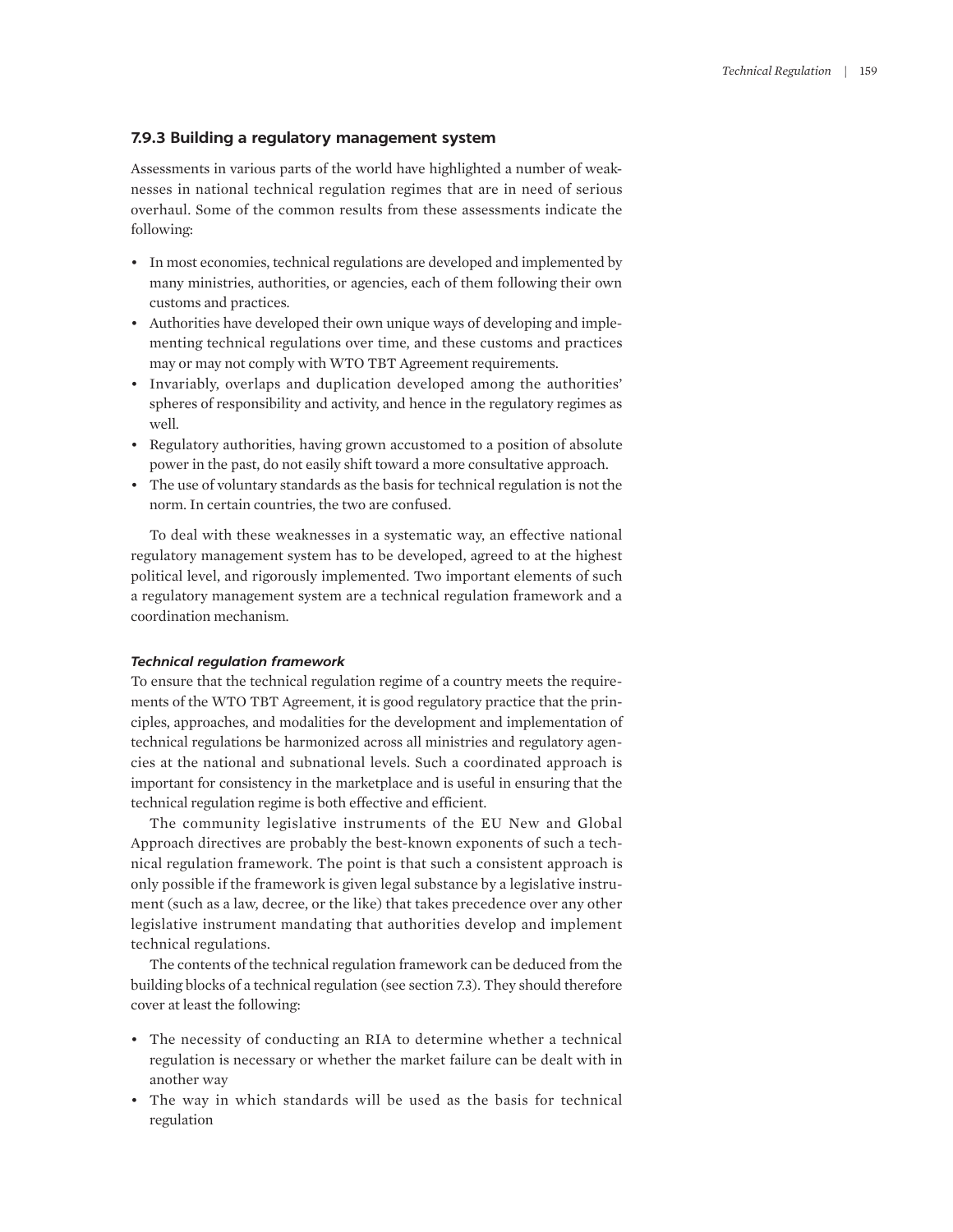### 7.9.3 Building a regulatory management system

Assessments in various parts of the world have highlighted a number of weaknesses in national technical regulation regimes that are in need of serious overhaul. Some of the common results from these assessments indicate the following:

- In most economies, technical regulations are developed and implemented by many ministries, authorities, or agencies, each of them following their own customs and practices.
- Authorities have developed their own unique ways of developing and implementing technical regulations over time, and these customs and practices may or may not comply with WTO TBT Agreement requirements.
- Invariably, overlaps and duplication developed among the authorities' spheres of responsibility and activity, and hence in the regulatory regimes as well.
- Regulatory authorities, having grown accustomed to a position of absolute power in the past, do not easily shift toward a more consultative approach.
- The use of voluntary standards as the basis for technical regulation is not the norm. In certain countries, the two are confused.

To deal with these weaknesses in a systematic way, an effective national regulatory management system has to be developed, agreed to at the highest political level, and rigorously implemented. Two important elements of such a regulatory management system are a technical regulation framework and a coordination mechanism.

#### *Technical regulation framework*

To ensure that the technical regulation regime of a country meets the requirements of the WTO TBT Agreement, it is good regulatory practice that the principles, approaches, and modalities for the development and implementation of technical regulations be harmonized across all ministries and regulatory agencies at the national and subnational levels. Such a coordinated approach is important for consistency in the marketplace and is useful in ensuring that the technical regulation regime is both effective and efficient.

The community legislative instruments of the EU New and Global Approach directives are probably the best-known exponents of such a technical regulation framework. The point is that such a consistent approach is only possible if the framework is given legal substance by a legislative instrument (such as a law, decree, or the like) that takes precedence over any other legislative instrument mandating that authorities develop and implement technical regulations.

The contents of the technical regulation framework can be deduced from the building blocks of a technical regulation (see section 7.3). They should therefore cover at least the following:

- The necessity of conducting an RIA to determine whether a technical regulation is necessary or whether the market failure can be dealt with in another way
- The way in which standards will be used as the basis for technical regulation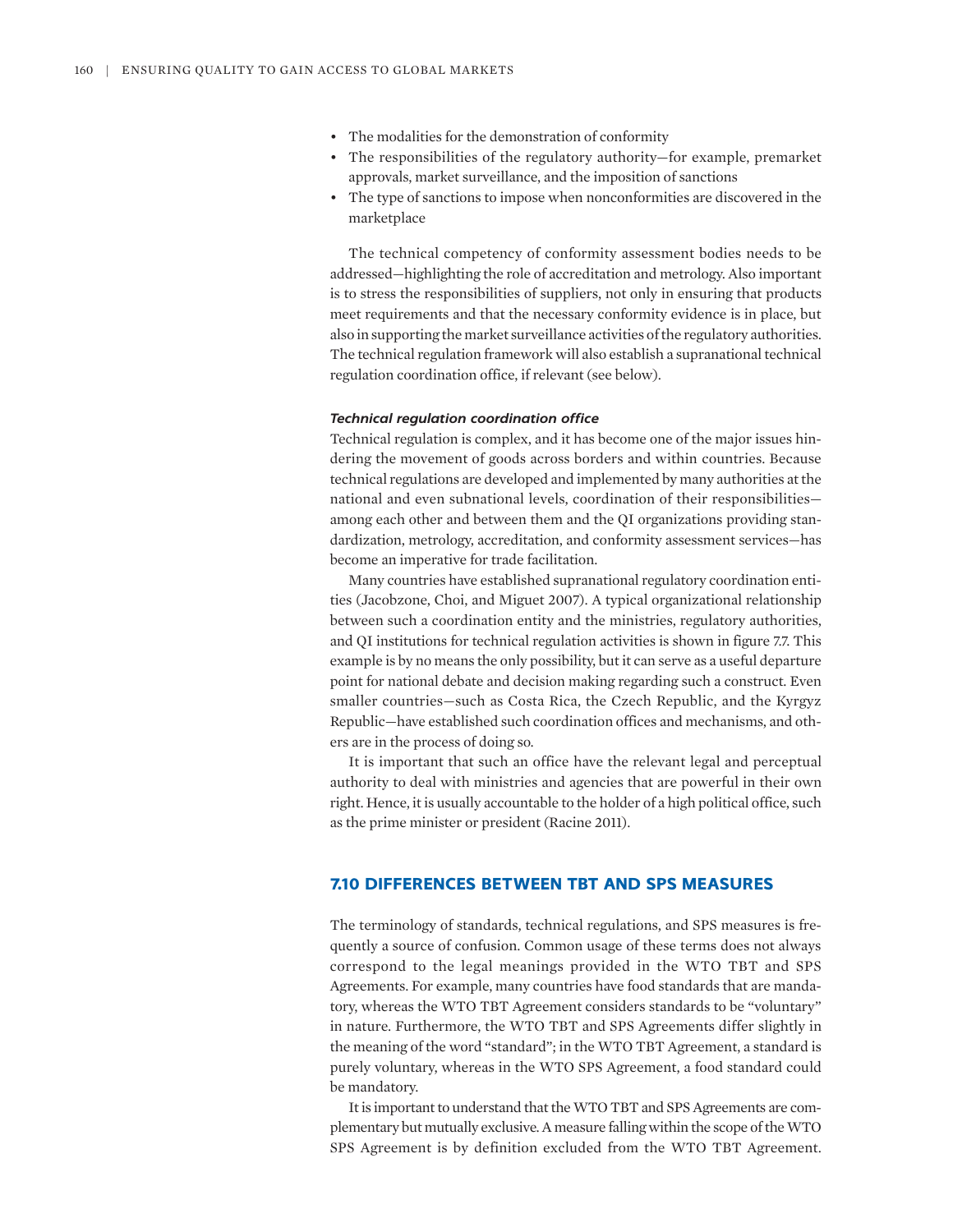- The modalities for the demonstration of conformity
- The responsibilities of the regulatory authority—for example, premarket approvals, market surveillance, and the imposition of sanctions
- The type of sanctions to impose when nonconformities are discovered in the marketplace

The technical competency of conformity assessment bodies needs to be addressed—highlighting the role of accreditation and metrology. Also important is to stress the responsibilities of suppliers, not only in ensuring that products meet requirements and that the necessary conformity evidence is in place, but also in supporting the market surveillance activities of the regulatory authorities. The technical regulation framework will also establish a supranational technical regulation coordination office, if relevant (see below).

#### *Technical regulation coordination office*

Technical regulation is complex, and it has become one of the major issues hindering the movement of goods across borders and within countries. Because technical regulations are developed and implemented by many authorities at the national and even subnational levels, coordination of their responsibilities—among each other and between them and the QI organizations providing standardization, metrology, accreditation, and conformity assessment services—has become an imperative for trade facilitation.

Many countries have established supranational regulatory coordination entities (Jacobzone, Choi, and Miguet 2007). A typical organizational relationship between such a coordination entity and the ministries, regulatory authorities, and QI institutions for technical regulation activities is shown in figure 7.7. This example is by no means the only possibility, but it can serve as a useful departure point for national debate and decision making regarding such a construct. Even smaller countries—such as Costa Rica, the Czech Republic, and the Kyrgyz Republic—have established such coordination offices and mechanisms, and others are in the process of doing so.

It is important that such an office have the relevant legal and perceptual authority to deal with ministries and agencies that are powerful in their own right. Hence, it is usually accountable to the holder of a high political office, such as the prime minister or president (Racine 2011).

## 7.10 DIFFERENCES BETWEEN TBT AND SPS MEASURES

The terminology of standards, technical regulations, and SPS measures is frequently a source of confusion. Common usage of these terms does not always correspond to the legal meanings provided in the WTO TBT and SPS Agreements. For example, many countries have food standards that are mandatory, whereas the WTO TBT Agreement considers standards to be "voluntary" in nature. Furthermore, the WTO TBT and SPS Agreements differ slightly in the meaning of the word "standard"; in the WTO TBT Agreement, a standard is purely voluntary, whereas in the WTO SPS Agreement, a food standard could be mandatory.

It is important to understand that the WTO TBT and SPS Agreements are complementary but mutually exclusive. A measure falling within the scope of the WTO SPS Agreement is by definition excluded from the WTO TBT Agreement.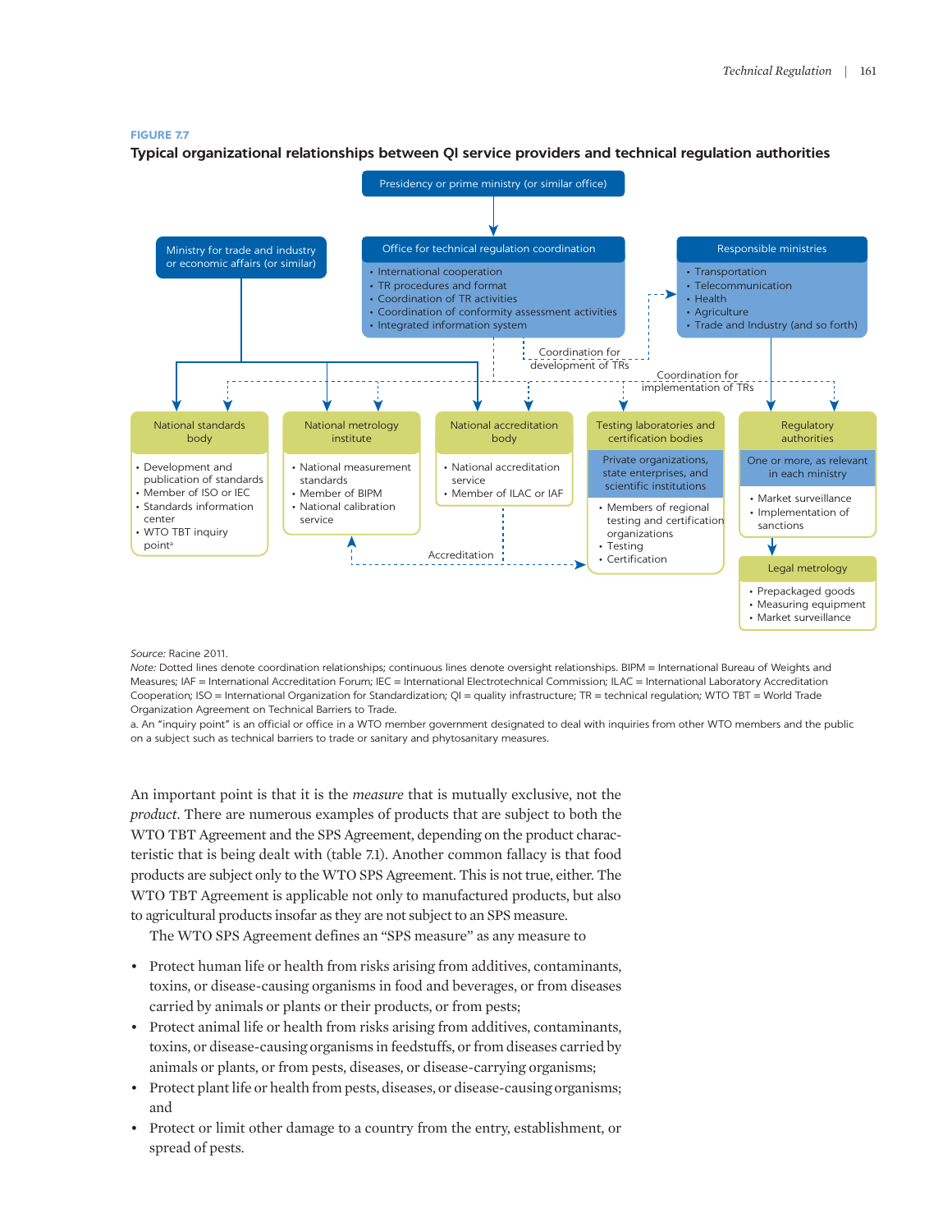**FIGURE 7.7**

**Typical organizational relationships between QI service providers and technical regulation authorities**

Presidency or prime ministry (or similar office)

Ministry for trade and industry or economic affairs (or similar)

Office for technical regulation coordination
- International cooperation
- TR procedures and format
- Coordination of TR activities
- Coordination of conformity assessment activities
- Integrated information system

Responsible ministries
- Transportation
- Telecommunication
- Health
- Agriculture
- Trade and Industry (and so forth)

Coordination for development of TRs

Coordination for implementation of TRs

National standards body
- Development and publication of standards
- Member of ISO or IEC
- Standards information center
- WTO TBT inquiry point[a]

National metrology institute
- National measurement standards
- Member of BIPM
- National calibration service

National accreditation body
- National accreditation service
- Member of ILAC or IAF

Testing laboratories and certification bodies

Private organizations, state enterprises, and scientific institutions
- Members of regional testing and certification organizations
- Testing
- Certification

Regulatory authorities

One or more, as relevant in each ministry
- Market surveillance
- Implementation of sanctions

Legal metrology
- Prepackaged goods
- Measuring equipment
- Market surveillance

Accreditation

*Source:* Racine 2011.

*Note:* Dotted lines denote coordination relationships; continuous lines denote oversight relationships. BIPM = International Bureau of Weights and Measures; IAF = International Accreditation Forum; IEC = International Electrotechnical Commission; ILAC = International Laboratory Accreditation Cooperation; ISO = International Organization for Standardization; QI = quality infrastructure; TR = technical regulation; WTO TBT = World Trade Organization Agreement on Technical Barriers to Trade.

a. An "inquiry point" is an official or office in a WTO member government designated to deal with inquiries from other WTO members and the public on a subject such as technical barriers to trade or sanitary and phytosanitary measures.

An important point is that it is the *measure* that is mutually exclusive, not the *product*. There are numerous examples of products that are subject to both the WTO TBT Agreement and the SPS Agreement, depending on the product characteristic that is being dealt with (table 7.1). Another common fallacy is that food products are subject only to the WTO SPS Agreement. This is not true, either. The WTO TBT Agreement is applicable not only to manufactured products, but also to agricultural products insofar as they are not subject to an SPS measure.

The WTO SPS Agreement defines an "SPS measure" as any measure to

- Protect human life or health from risks arising from additives, contaminants, toxins, or disease-causing organisms in food and beverages, or from diseases carried by animals or plants or their products, or from pests;
- Protect animal life or health from risks arising from additives, contaminants, toxins, or disease-causing organisms in feedstuffs, or from diseases carried by animals or plants, or from pests, diseases, or disease-carrying organisms;
- Protect plant life or health from pests, diseases, or disease-causing organisms; and
- Protect or limit other damage to a country from the entry, establishment, or spread of pests.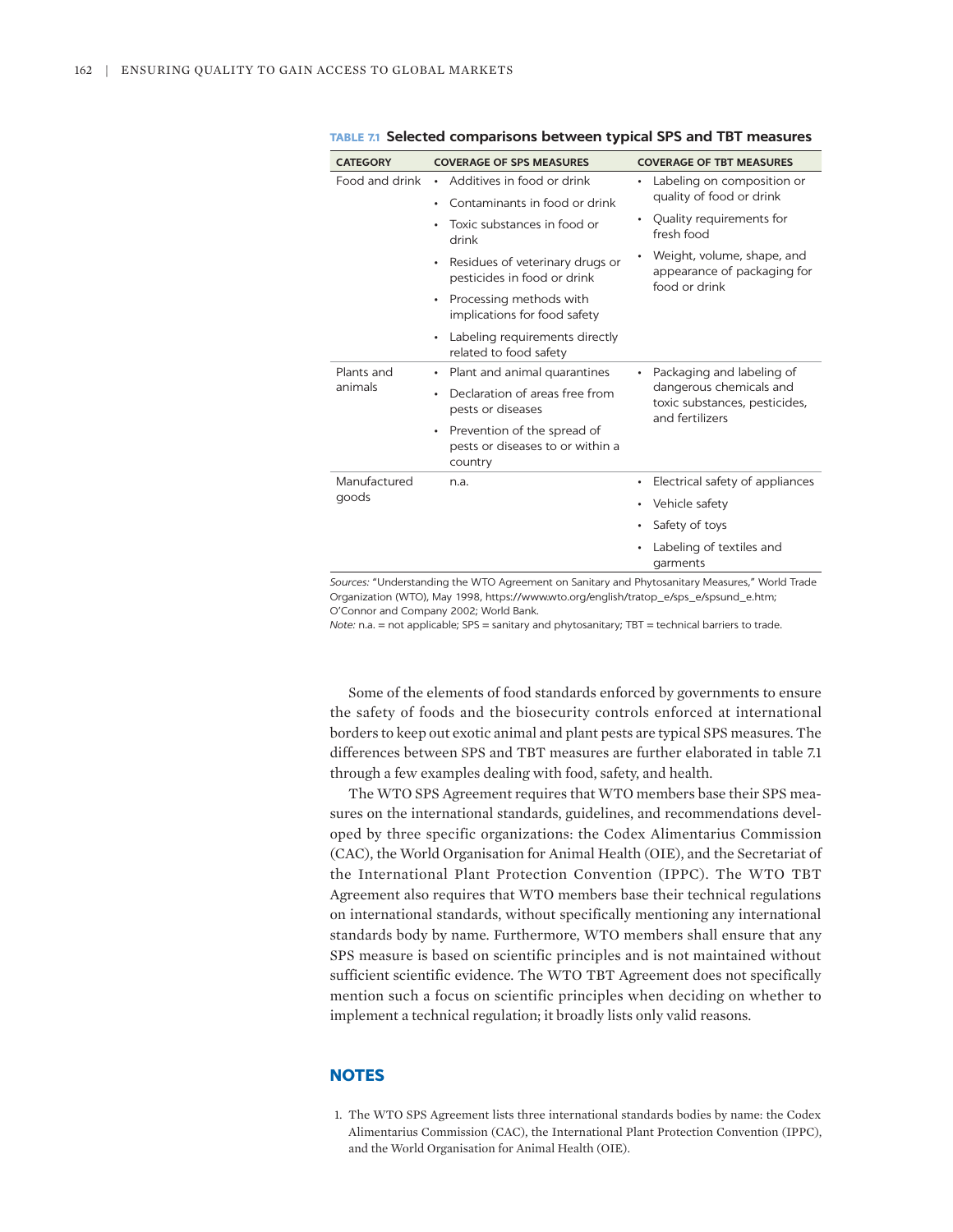**TABLE 7.1 Selected comparisons between typical SPS and TBT measures**

| CATEGORY | COVERAGE OF SPS MEASURES | COVERAGE OF TBT MEASURES |
|---|---|---|
| Food and drink | • Additives in food or drink<br>• Contaminants in food or drink<br>• Toxic substances in food or drink<br>• Residues of veterinary drugs or pesticides in food or drink<br>• Processing methods with implications for food safety<br>• Labeling requirements directly related to food safety | • Labeling on composition or quality of food or drink<br>• Quality requirements for fresh food<br>• Weight, volume, shape, and appearance of packaging for food or drink |
| Plants and animals | • Plant and animal quarantines<br>• Declaration of areas free from pests or diseases<br>• Prevention of the spread of pests or diseases to or within a country | • Packaging and labeling of dangerous chemicals and toxic substances, pesticides, and fertilizers |
| Manufactured goods | n.a. | • Electrical safety of appliances<br>• Vehicle safety<br>• Safety of toys<br>• Labeling of textiles and garments |

*Sources:* "Understanding the WTO Agreement on Sanitary and Phytosanitary Measures," World Trade Organization (WTO), May 1998, https://www.wto.org/english/tratop_e/sps_e/spsund_e.htm; O'Connor and Company 2002; World Bank.
*Note:* n.a. = not applicable; SPS = sanitary and phytosanitary; TBT = technical barriers to trade.

Some of the elements of food standards enforced by governments to ensure the safety of foods and the biosecurity controls enforced at international borders to keep out exotic animal and plant pests are typical SPS measures. The differences between SPS and TBT measures are further elaborated in table 7.1 through a few examples dealing with food, safety, and health.

The WTO SPS Agreement requires that WTO members base their SPS measures on the international standards, guidelines, and recommendations developed by three specific organizations: the Codex Alimentarius Commission (CAC), the World Organisation for Animal Health (OIE), and the Secretariat of the International Plant Protection Convention (IPPC). The WTO TBT Agreement also requires that WTO members base their technical regulations on international standards, without specifically mentioning any international standards body by name. Furthermore, WTO members shall ensure that any SPS measure is based on scientific principles and is not maintained without sufficient scientific evidence. The WTO TBT Agreement does not specifically mention such a focus on scientific principles when deciding on whether to implement a technical regulation; it broadly lists only valid reasons.

## NOTES

1. The WTO SPS Agreement lists three international standards bodies by name: the Codex Alimentarius Commission (CAC), the International Plant Protection Convention (IPPC), and the World Organisation for Animal Health (OIE).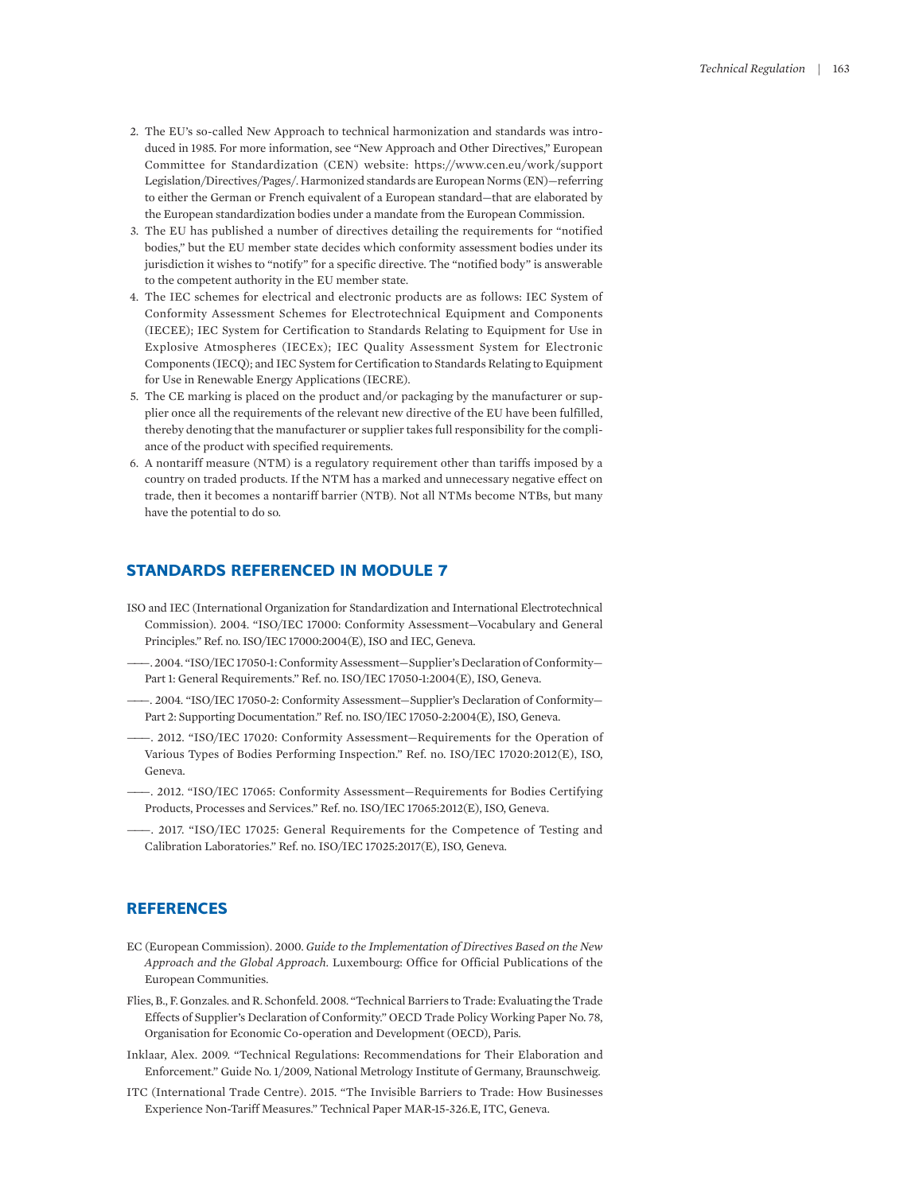2. The EU's so-called New Approach to technical harmonization and standards was introduced in 1985. For more information, see "New Approach and Other Directives," European Committee for Standardization (CEN) website: https://www.cen.eu/work/support Legislation/Directives/Pages/. Harmonized standards are European Norms (EN)—referring to either the German or French equivalent of a European standard—that are elaborated by the European standardization bodies under a mandate from the European Commission.
3. The EU has published a number of directives detailing the requirements for "notified bodies," but the EU member state decides which conformity assessment bodies under its jurisdiction it wishes to "notify" for a specific directive. The "notified body" is answerable to the competent authority in the EU member state.
4. The IEC schemes for electrical and electronic products are as follows: IEC System of Conformity Assessment Schemes for Electrotechnical Equipment and Components (IECEE); IEC System for Certification to Standards Relating to Equipment for Use in Explosive Atmospheres (IECEx); IEC Quality Assessment System for Electronic Components (IECQ); and IEC System for Certification to Standards Relating to Equipment for Use in Renewable Energy Applications (IECRE).
5. The CE marking is placed on the product and/or packaging by the manufacturer or supplier once all the requirements of the relevant new directive of the EU have been fulfilled, thereby denoting that the manufacturer or supplier takes full responsibility for the compliance of the product with specified requirements.
6. A nontariff measure (NTM) is a regulatory requirement other than tariffs imposed by a country on traded products. If the NTM has a marked and unnecessary negative effect on trade, then it becomes a nontariff barrier (NTB). Not all NTMs become NTBs, but many have the potential to do so.

## STANDARDS REFERENCED IN MODULE 7

ISO and IEC (International Organization for Standardization and International Electrotechnical Commission). 2004. "ISO/IEC 17000: Conformity Assessment—Vocabulary and General Principles." Ref. no. ISO/IEC 17000:2004(E), ISO and IEC, Geneva.

———. 2004. "ISO/IEC 17050-1: Conformity Assessment—Supplier's Declaration of Conformity—Part 1: General Requirements." Ref. no. ISO/IEC 17050-1:2004(E), ISO, Geneva.

———. 2004. "ISO/IEC 17050-2: Conformity Assessment—Supplier's Declaration of Conformity—Part 2: Supporting Documentation." Ref. no. ISO/IEC 17050-2:2004(E), ISO, Geneva.

———. 2012. "ISO/IEC 17020: Conformity Assessment—Requirements for the Operation of Various Types of Bodies Performing Inspection." Ref. no. ISO/IEC 17020:2012(E), ISO, Geneva.

———. 2012. "ISO/IEC 17065: Conformity Assessment—Requirements for Bodies Certifying Products, Processes and Services." Ref. no. ISO/IEC 17065:2012(E), ISO, Geneva.

———. 2017. "ISO/IEC 17025: General Requirements for the Competence of Testing and Calibration Laboratories." Ref. no. ISO/IEC 17025:2017(E), ISO, Geneva.

## REFERENCES

EC (European Commission). 2000. *Guide to the Implementation of Directives Based on the New Approach and the Global Approach*. Luxembourg: Office for Official Publications of the European Communities.

Flies, B., F. Gonzales. and R. Schonfeld. 2008. "Technical Barriers to Trade: Evaluating the Trade Effects of Supplier's Declaration of Conformity." OECD Trade Policy Working Paper No. 78, Organisation for Economic Co-operation and Development (OECD), Paris.

Inklaar, Alex. 2009. "Technical Regulations: Recommendations for Their Elaboration and Enforcement." Guide No. 1/2009, National Metrology Institute of Germany, Braunschweig.

ITC (International Trade Centre). 2015. "The Invisible Barriers to Trade: How Businesses Experience Non-Tariff Measures." Technical Paper MAR-15-326.E, ITC, Geneva.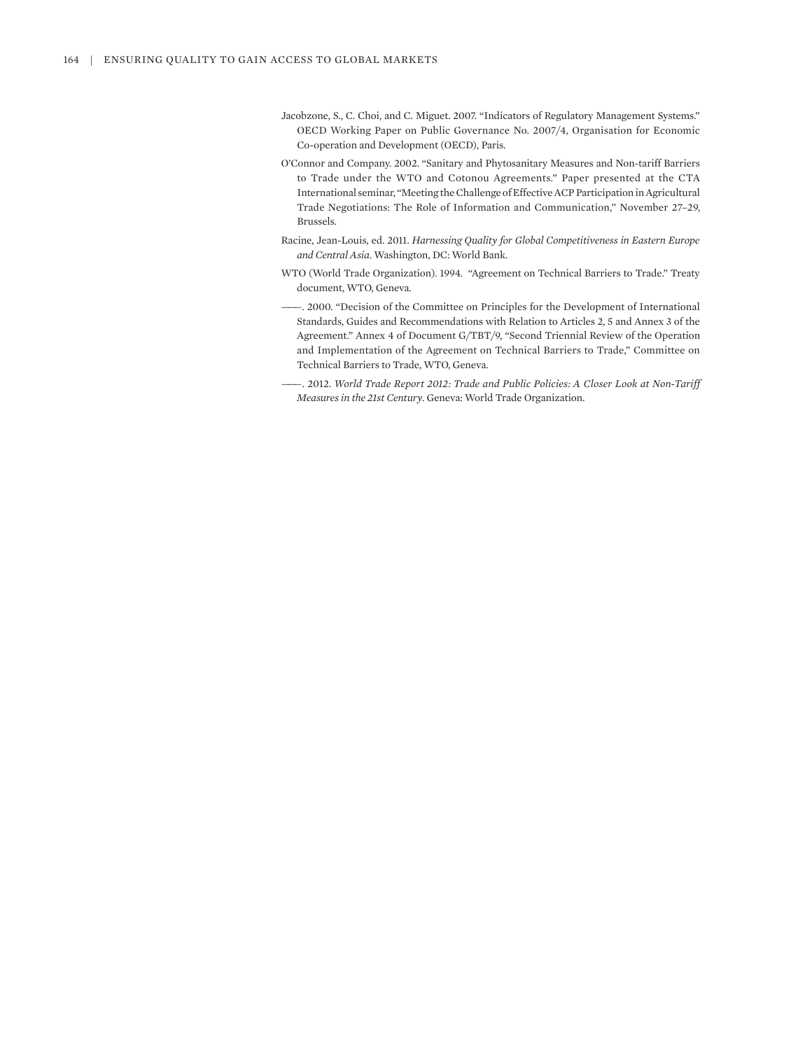Jacobzone, S., C. Choi, and C. Miguet. 2007. "Indicators of Regulatory Management Systems." OECD Working Paper on Public Governance No. 2007/4, Organisation for Economic Co-operation and Development (OECD), Paris.

O'Connor and Company. 2002. "Sanitary and Phytosanitary Measures and Non-tariff Barriers to Trade under the WTO and Cotonou Agreements." Paper presented at the CTA International seminar, "Meeting the Challenge of Effective ACP Participation in Agricultural Trade Negotiations: The Role of Information and Communication," November 27–29, Brussels.

Racine, Jean-Louis, ed. 2011. *Harnessing Quality for Global Competitiveness in Eastern Europe and Central Asia*. Washington, DC: World Bank.

WTO (World Trade Organization). 1994. "Agreement on Technical Barriers to Trade." Treaty document, WTO, Geneva.

———. 2000. "Decision of the Committee on Principles for the Development of International Standards, Guides and Recommendations with Relation to Articles 2, 5 and Annex 3 of the Agreement." Annex 4 of Document G/TBT/9, "Second Triennial Review of the Operation and Implementation of the Agreement on Technical Barriers to Trade," Committee on Technical Barriers to Trade, WTO, Geneva.

———. 2012. *World Trade Report 2012: Trade and Public Policies: A Closer Look at Non-Tariff Measures in the 21st Century*. Geneva: World Trade Organization.